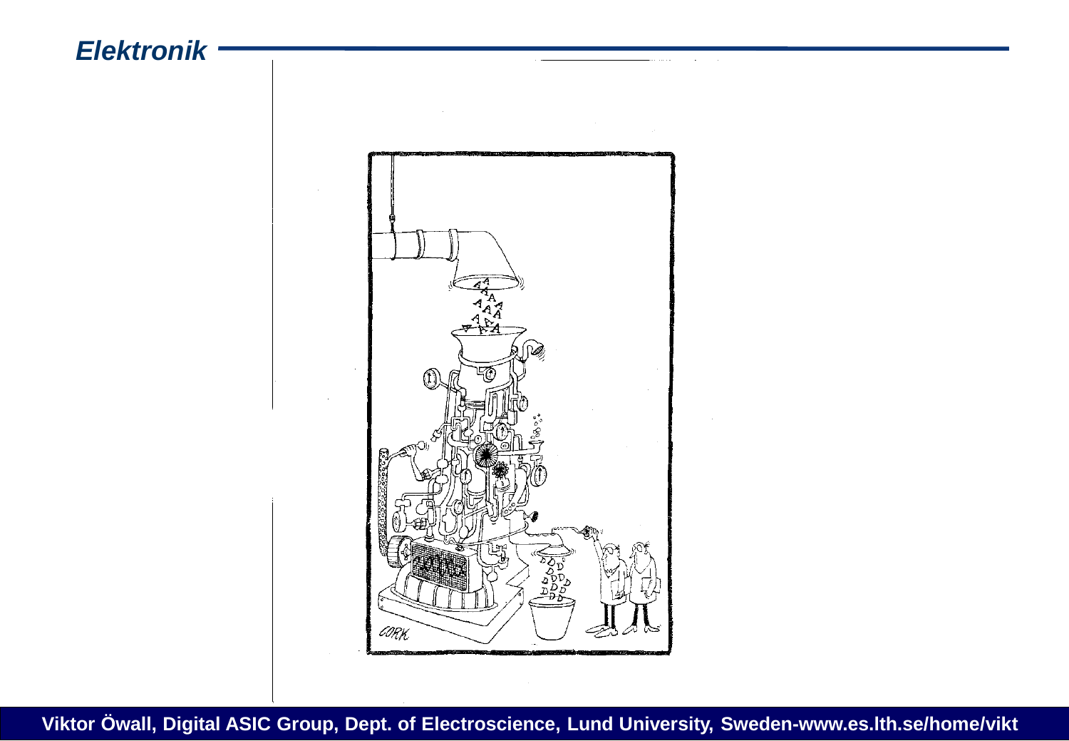## *Elektronik*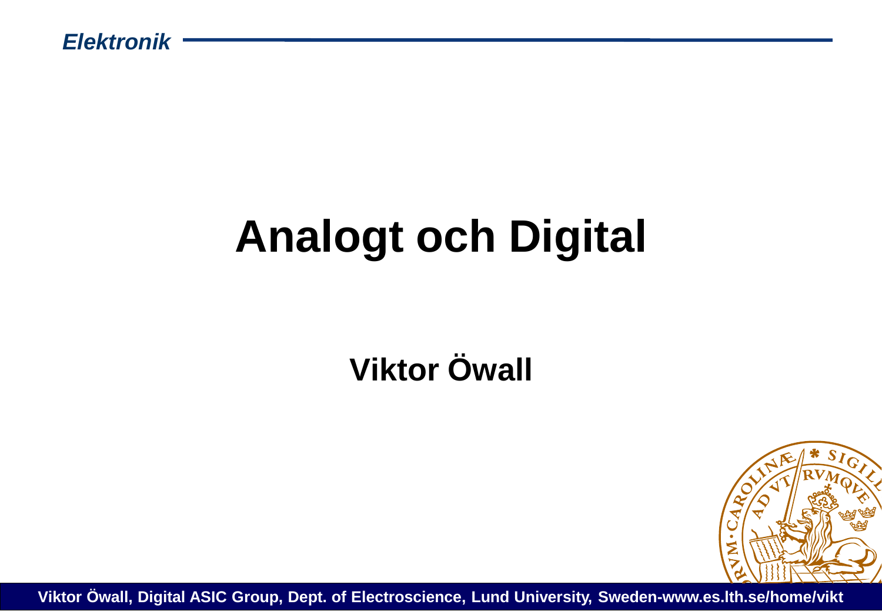# Analogt och Digital

**Viktor Öwall**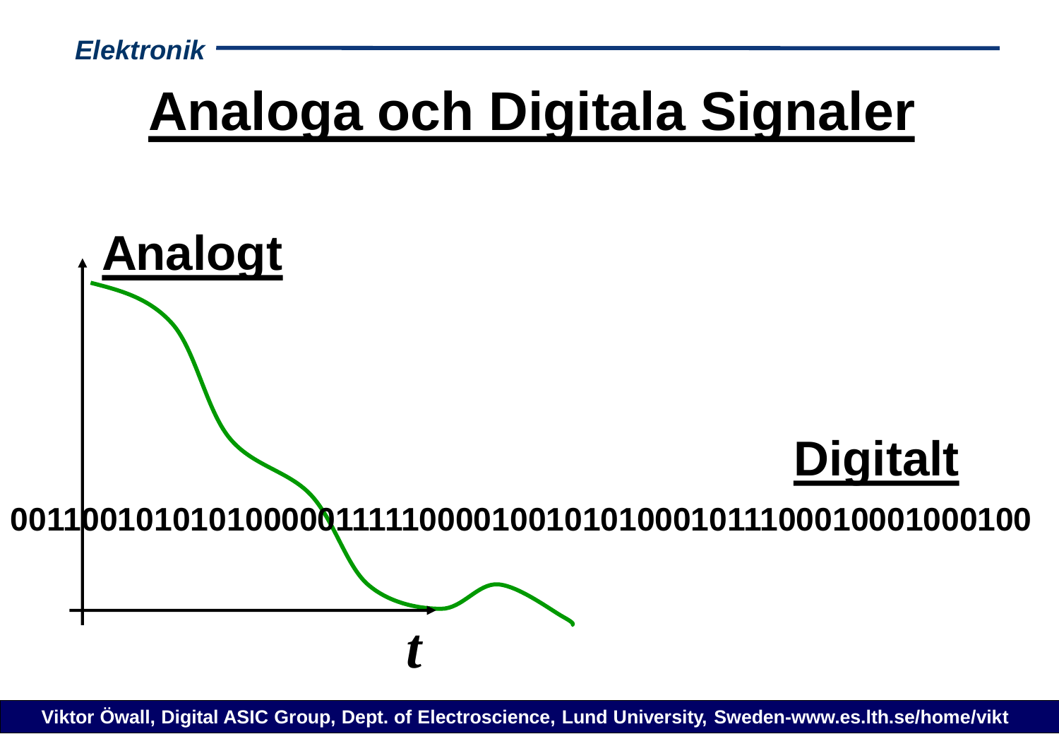# Analoga och Digitala Signaler

**Analogt**

**Digitalt**

**0011001010101000001111100001001010100010111000100010001000**

*t*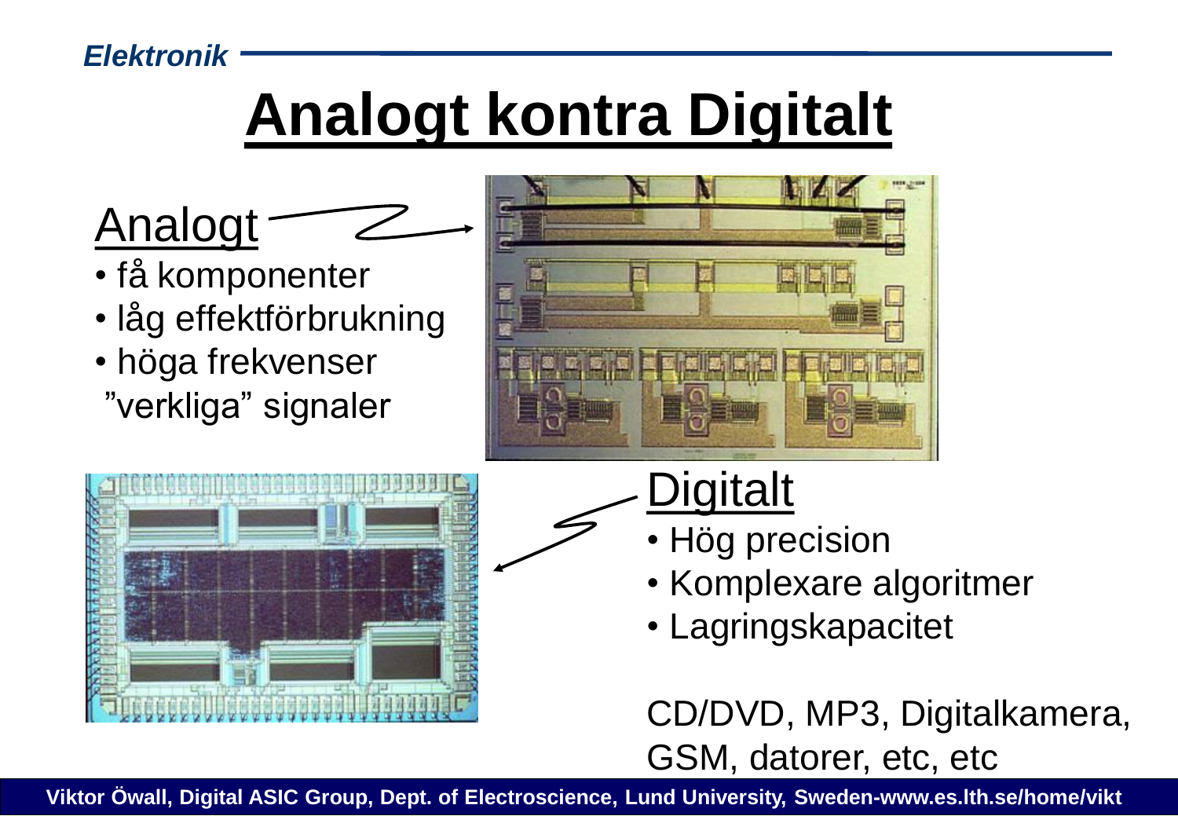# Analogt kontra Digitalt

## Analogt

- få komponenter
- låg effektförbrukning
- höga frekvenser

”verkliga” signaler

## Digitalt

- Hög precision
- Komplexare algoritmer
- Lagringskapacitet

CD/DVD, MP3, Digitalkamera, GSM, datorer, etc, etc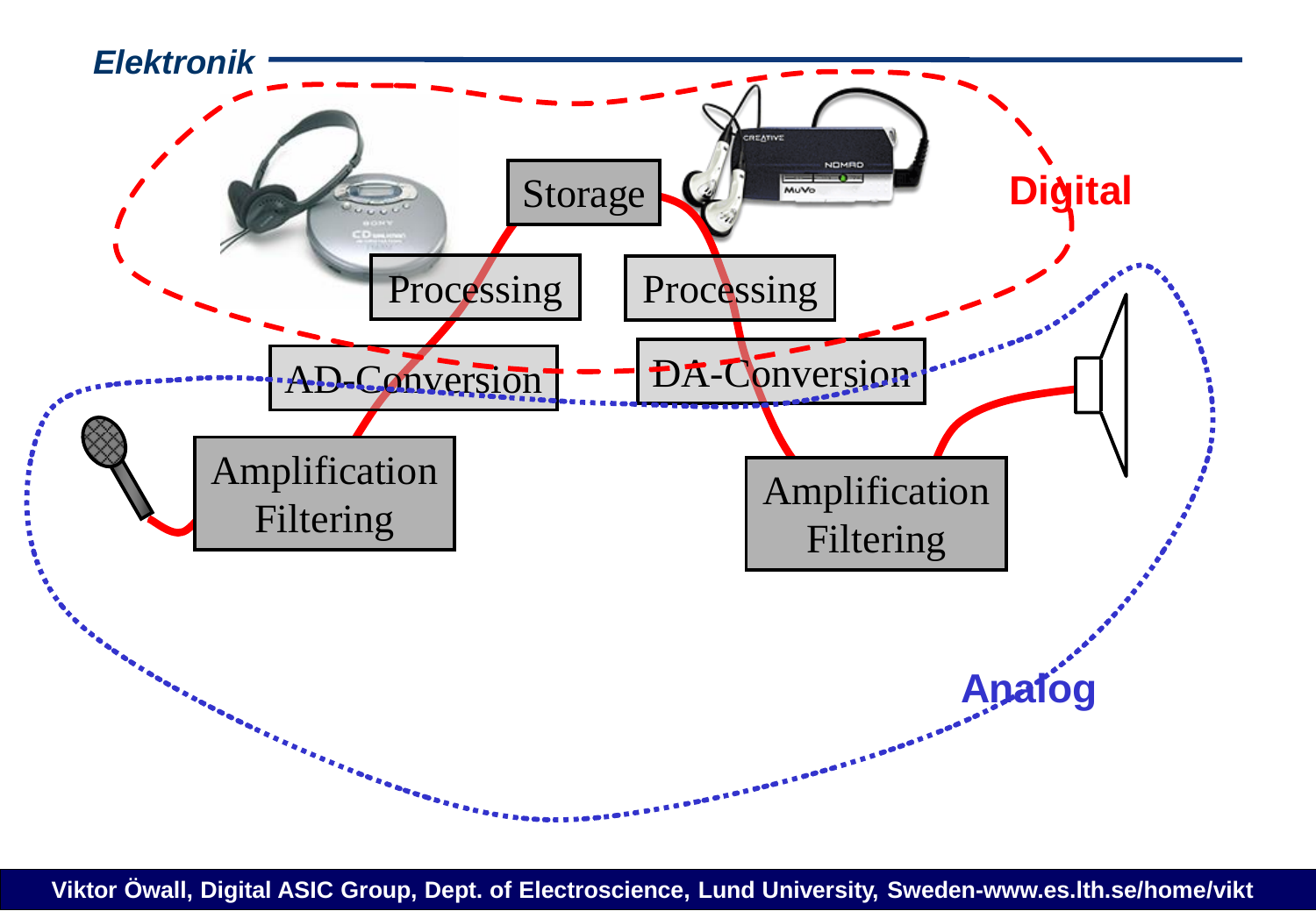# Elektronik

Storage

Processing

Processing

AD-Conversion

DA-Conversion

Amplification
Filtering

Amplification
Filtering

Digital

Analog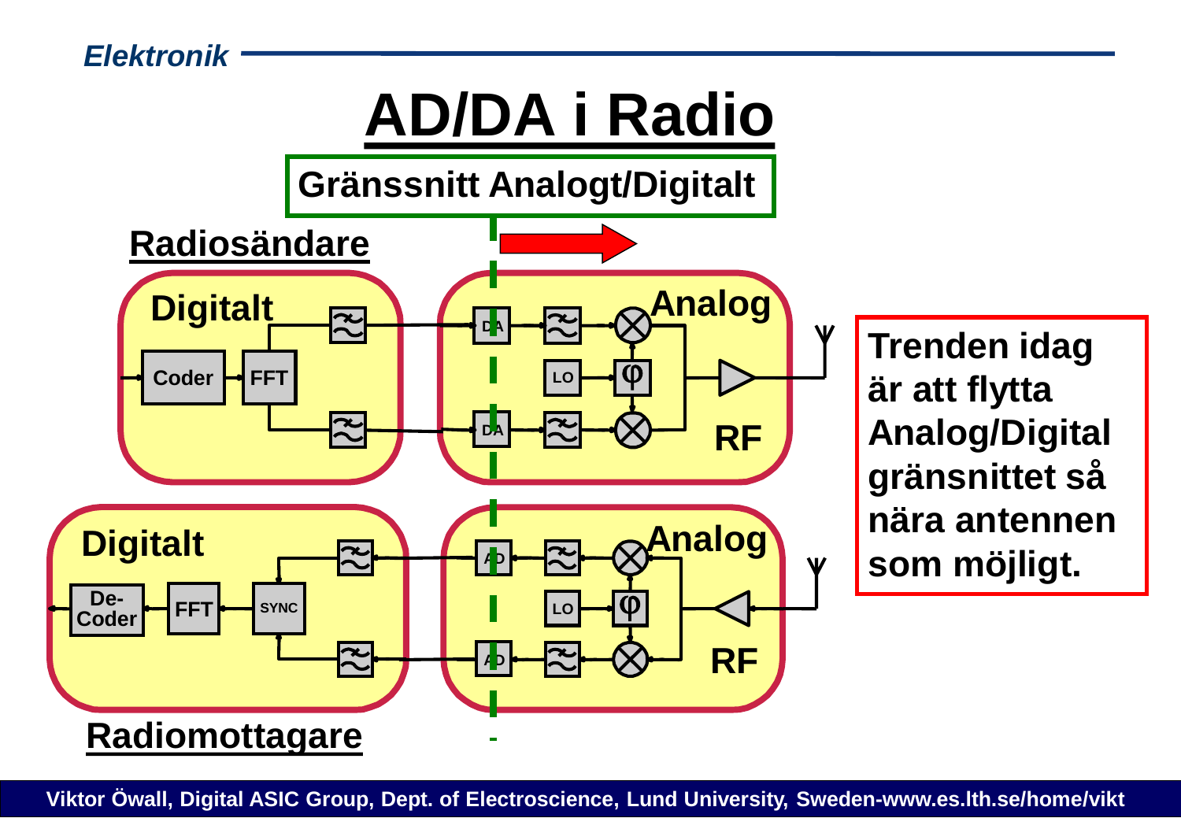# AD/DA i Radio

**Gränssnitt Analogt/Digitalt**

**Radiosändare**

Digitalt — Coder, FFT

Analog — DA, DA, LO, φ, RF

**Radiomottagare**

Digitalt — De-Coder, FFT, SYNC

Analog — AD, AD, LO, φ, RF

**Trenden idag är att flytta Analog/Digital gränsnittet så nära antennen som möjligt.**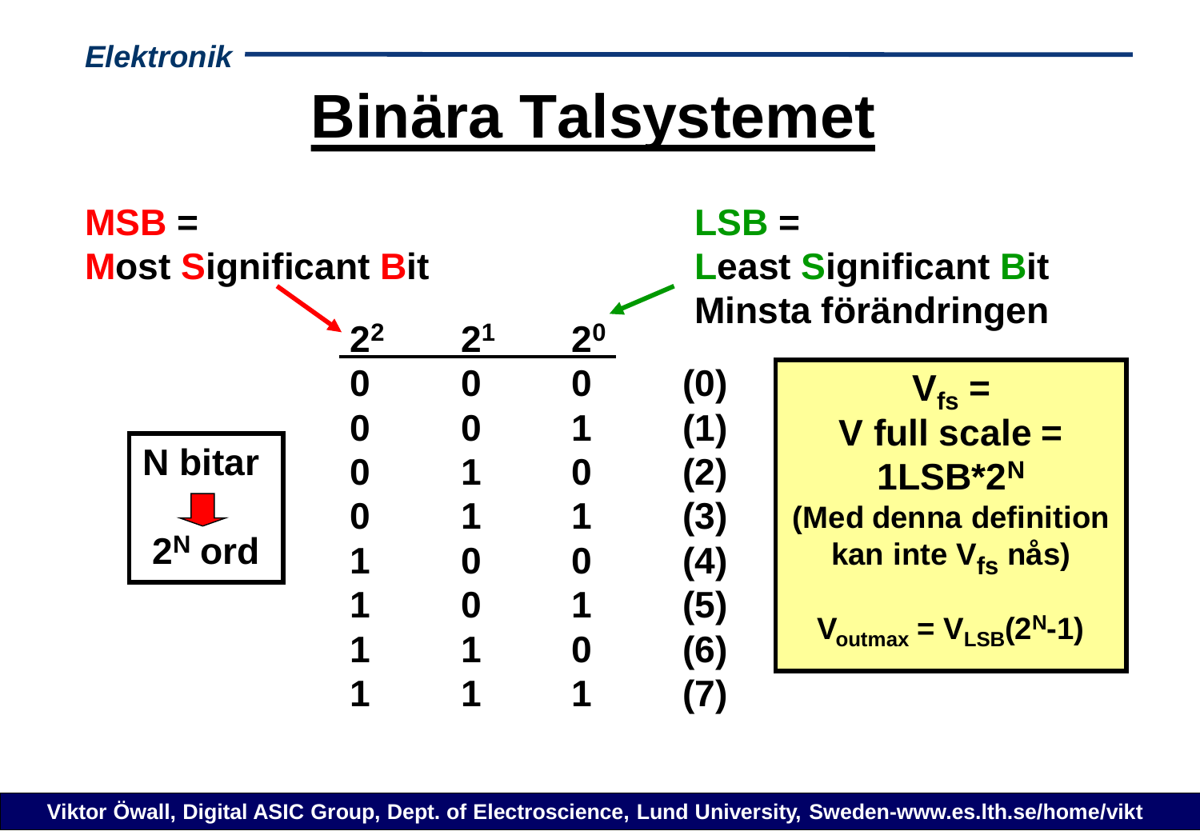# Binära Talsystemet

**MSB** =
**Most Significant Bit**

**LSB** =
**Least Significant Bit**
**Minsta förändringen**

| $2^2$ | $2^1$ | $2^0$ | |
|---|---|---|---|
| 0 | 0 | 0 | (0) |
| 0 | 0 | 1 | (1) |
| 0 | 1 | 0 | (2) |
| 0 | 1 | 1 | (3) |
| 1 | 0 | 0 | (4) |
| 1 | 0 | 1 | (5) |
| 1 | 1 | 0 | (6) |
| 1 | 1 | 1 | (7) |

**N bitar** → **$2^N$ ord**

**$V_{fs}$ =**
**V full scale =**
**$1LSB*2^N$**
**(Med denna definition kan inte $V_{fs}$ nås)**

**$V_{outmax} = V_{LSB}(2^N-1)$**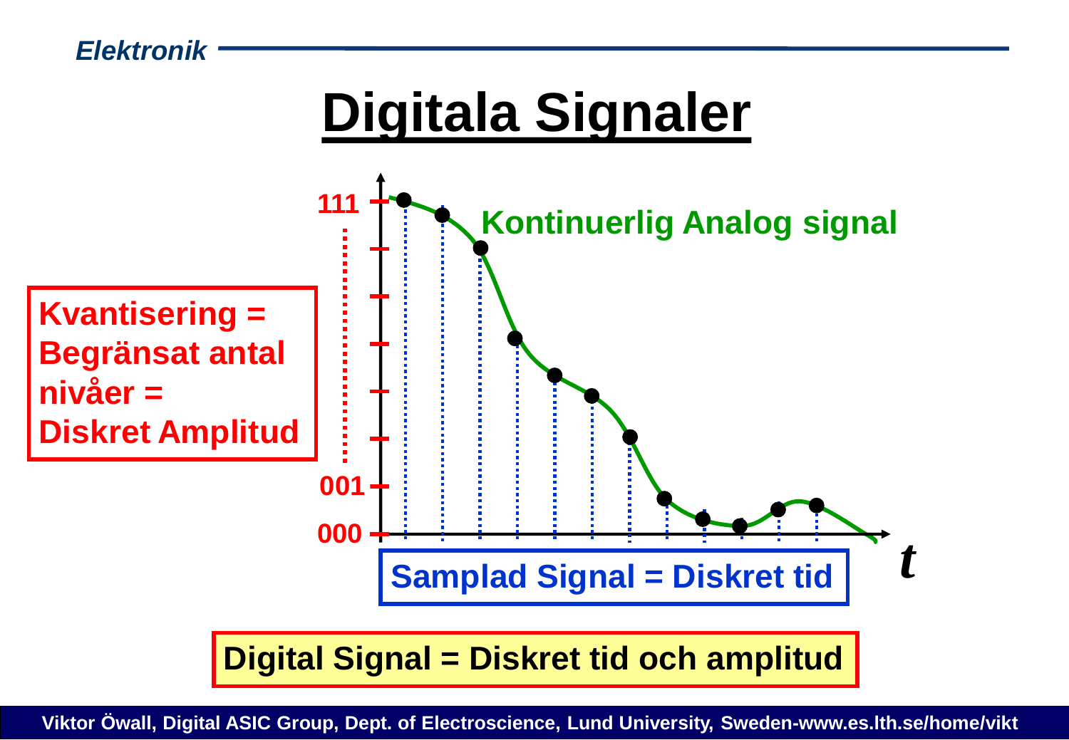# Digitala Signaler

111

Kontinuerlig Analog signal

**Kvantisering = Begränsat antal nivåer = Diskret Amplitud**

001

000

**Samplad Signal = Diskret tid**

*t*

**Digital Signal = Diskret tid och amplitud**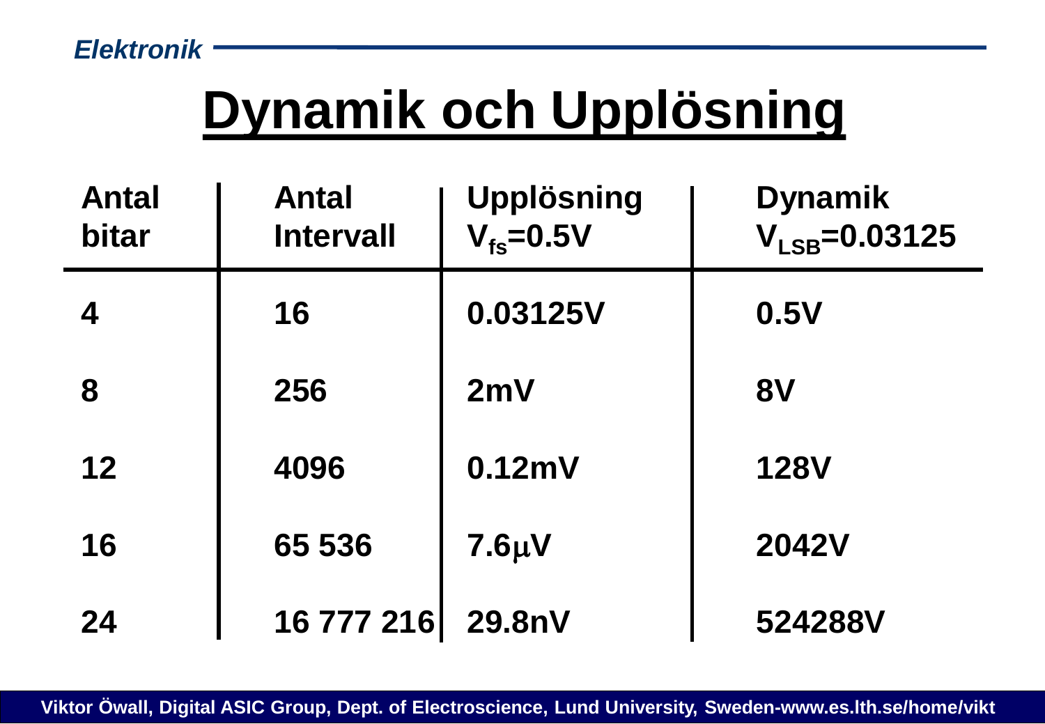# Dynamik och Upplösning

| Antal bitar | Antal Intervall | Upplösning $V_{fs}$=0.5V | Dynamik $V_{LSB}$=0.03125 |
|---|---|---|---|
| 4 | 16 | 0.03125V | 0.5V |
| 8 | 256 | 2mV | 8V |
| 12 | 4096 | 0.12mV | 128V |
| 16 | 65 536 | 7.6μV | 2042V |
| 24 | 16 777 216 | 29.8nV | 524288V |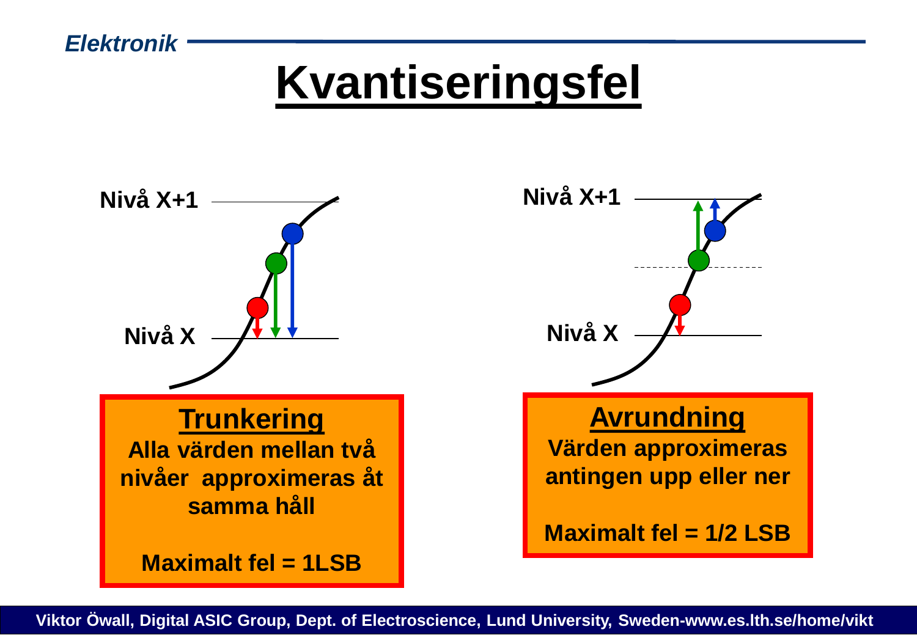# Kvantiseringsfel

Nivå X+1

Nivå X

Nivå X+1

Nivå X

**Trunkering**

**Alla värden mellan två nivåer approximeras åt samma håll**

**Maximalt fel = 1LSB**

**Avrundning**

**Värden approximeras antingen upp eller ner**

**Maximalt fel = 1/2 LSB**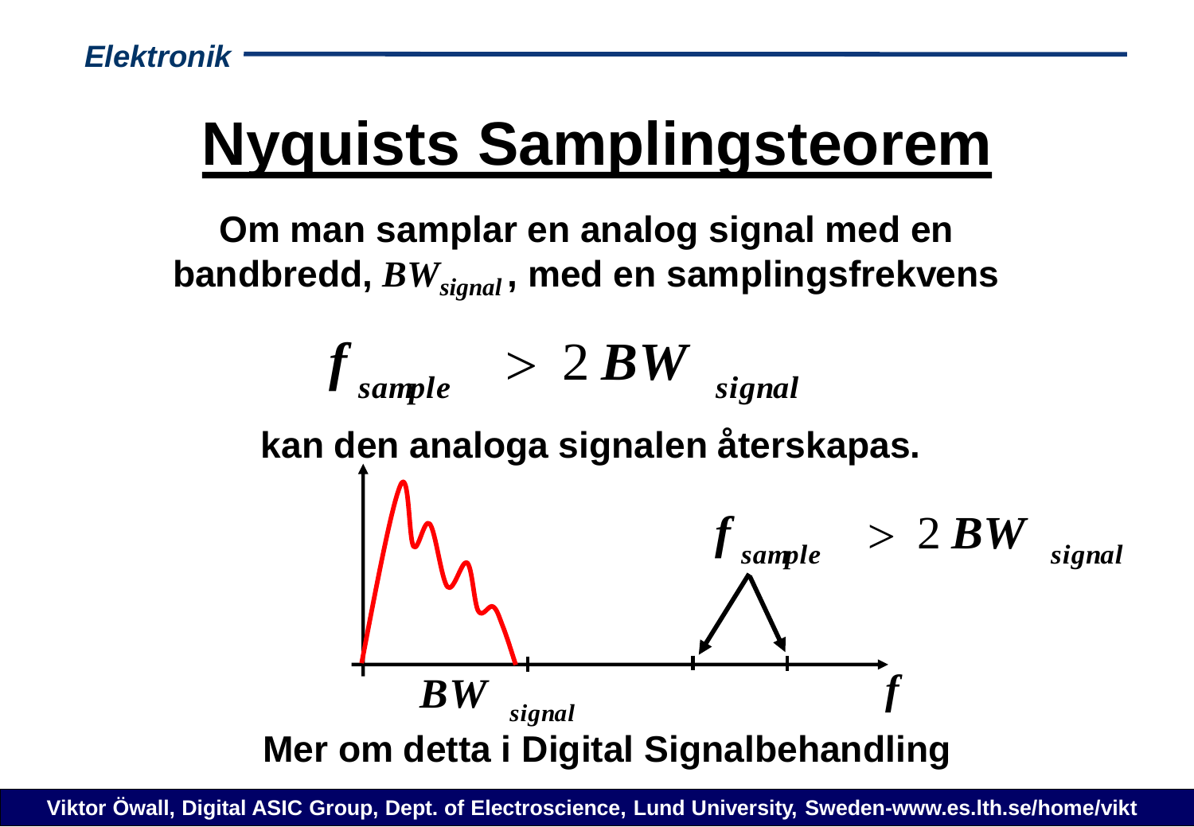# Nyquists Samplingsteorem

**Om man samplar en analog signal med en bandbredd, $BW_{signal}$, med en samplingsfrekvens**

$$f_{sample} > 2BW_{signal}$$

**kan den analoga signalen återskapas.**

$f_{sample} > 2BW_{signal}$

$BW_{signal}$

$f$

**Mer om detta i Digital Signalbehandling**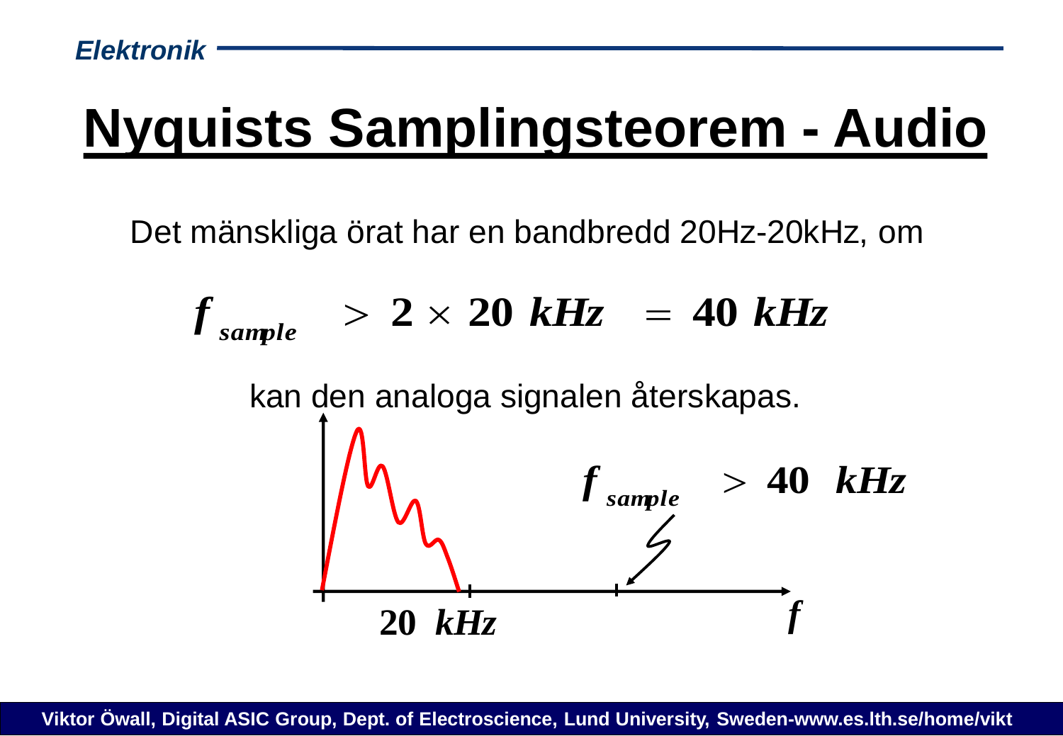# Nyquists Samplingsteorem - Audio

Det mänskliga örat har en bandbredd 20Hz-20kHz, om

$$f_{sample} > 2 \times 20\ kHz = 40\ kHz$$

kan den analoga signalen återskapas.

$f_{sample} > 40\ kHz$

20 $kHz$

$f$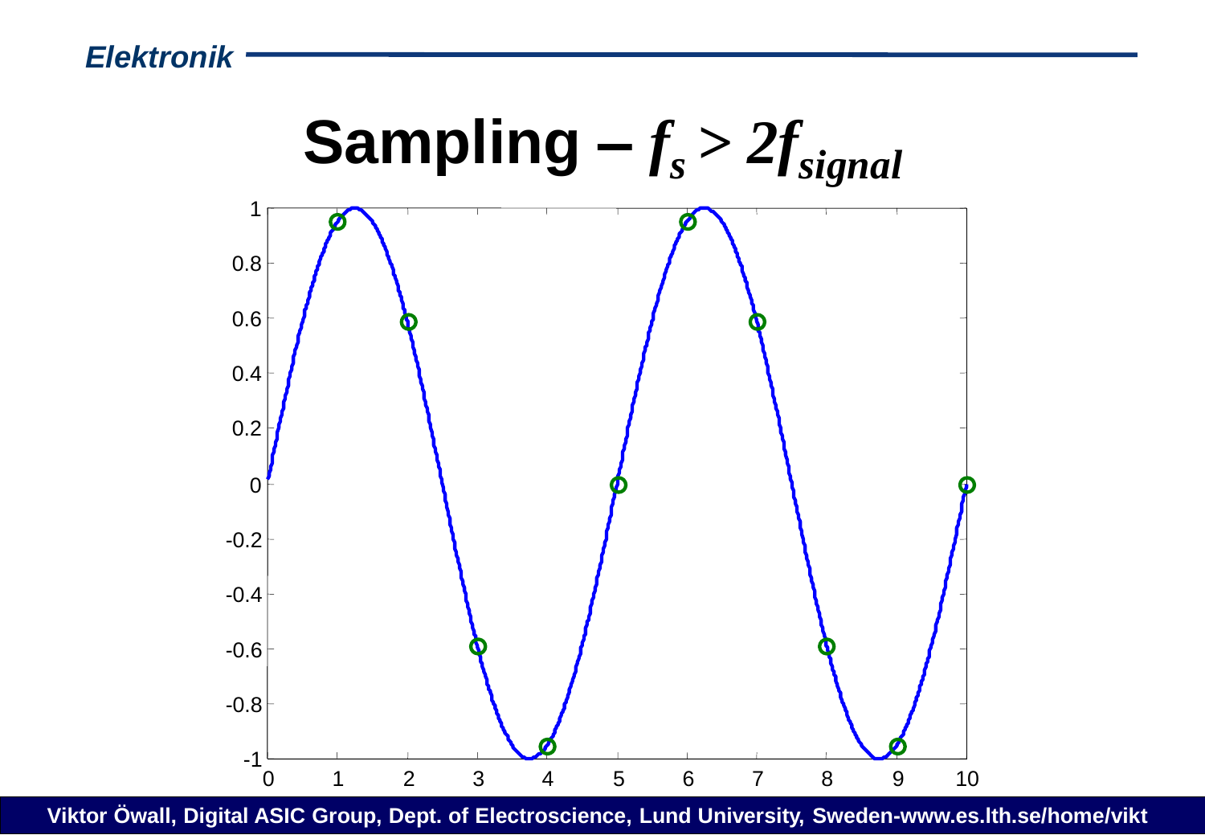# Sampling – $f_s > 2f_{signal}$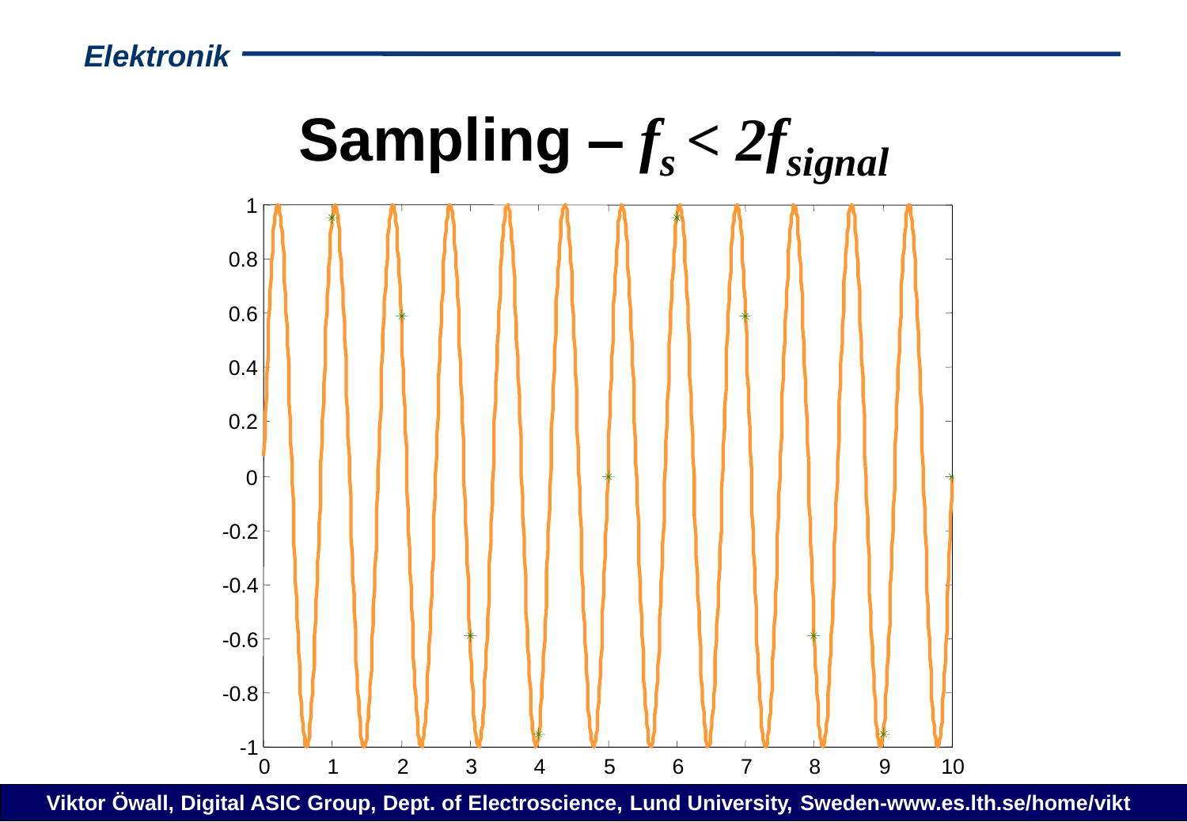# Sampling – $f_s < 2f_{signal}$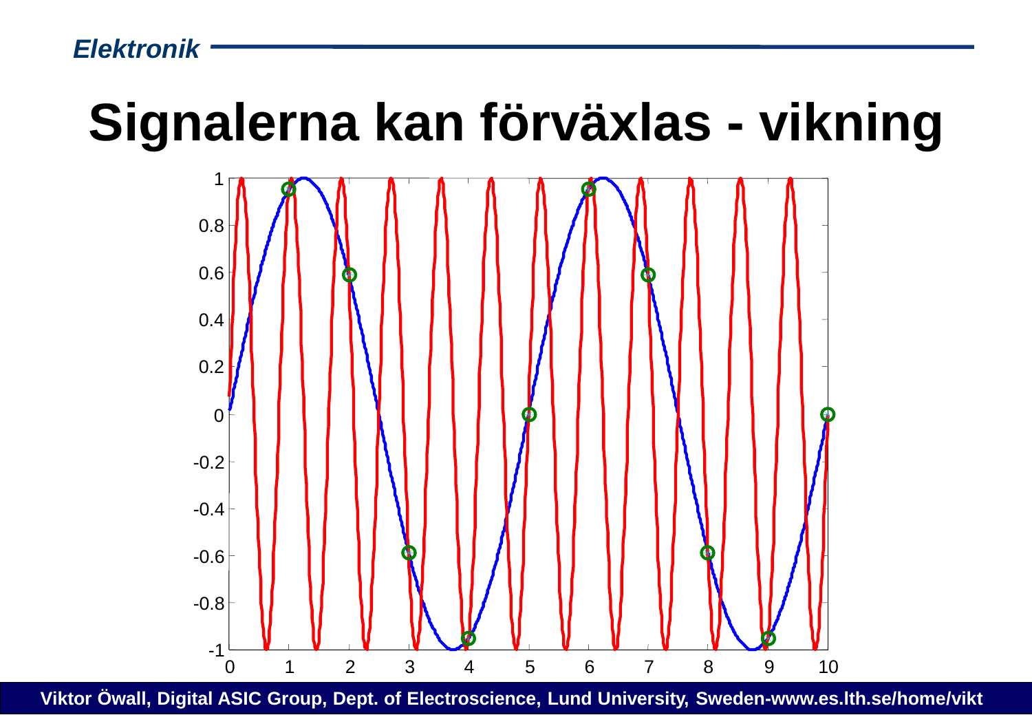# Signalerna kan förväxlas - vikning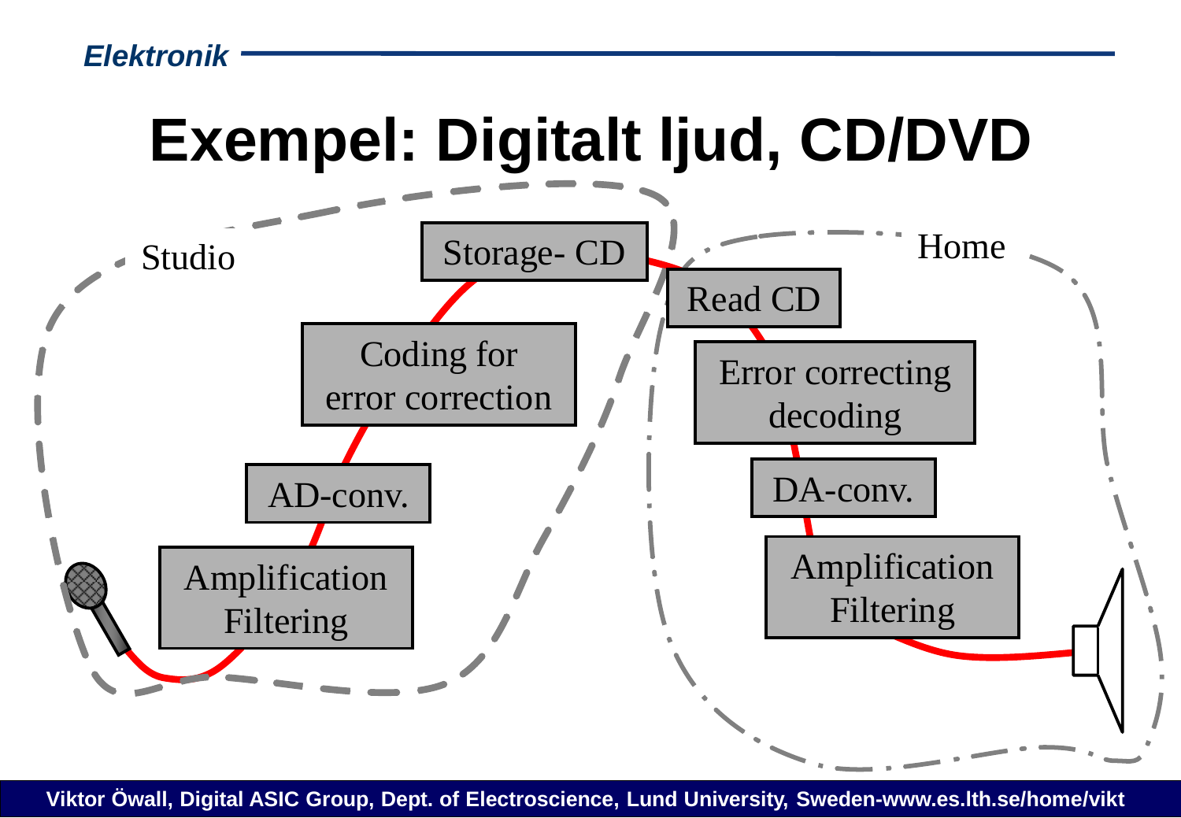# Exempel: Digitalt ljud, CD/DVD

Studio

- Amplification Filtering
- AD-conv.
- Coding for error correction
- Storage- CD

Home

- Read CD
- Error correcting decoding
- DA-conv.
- Amplification Filtering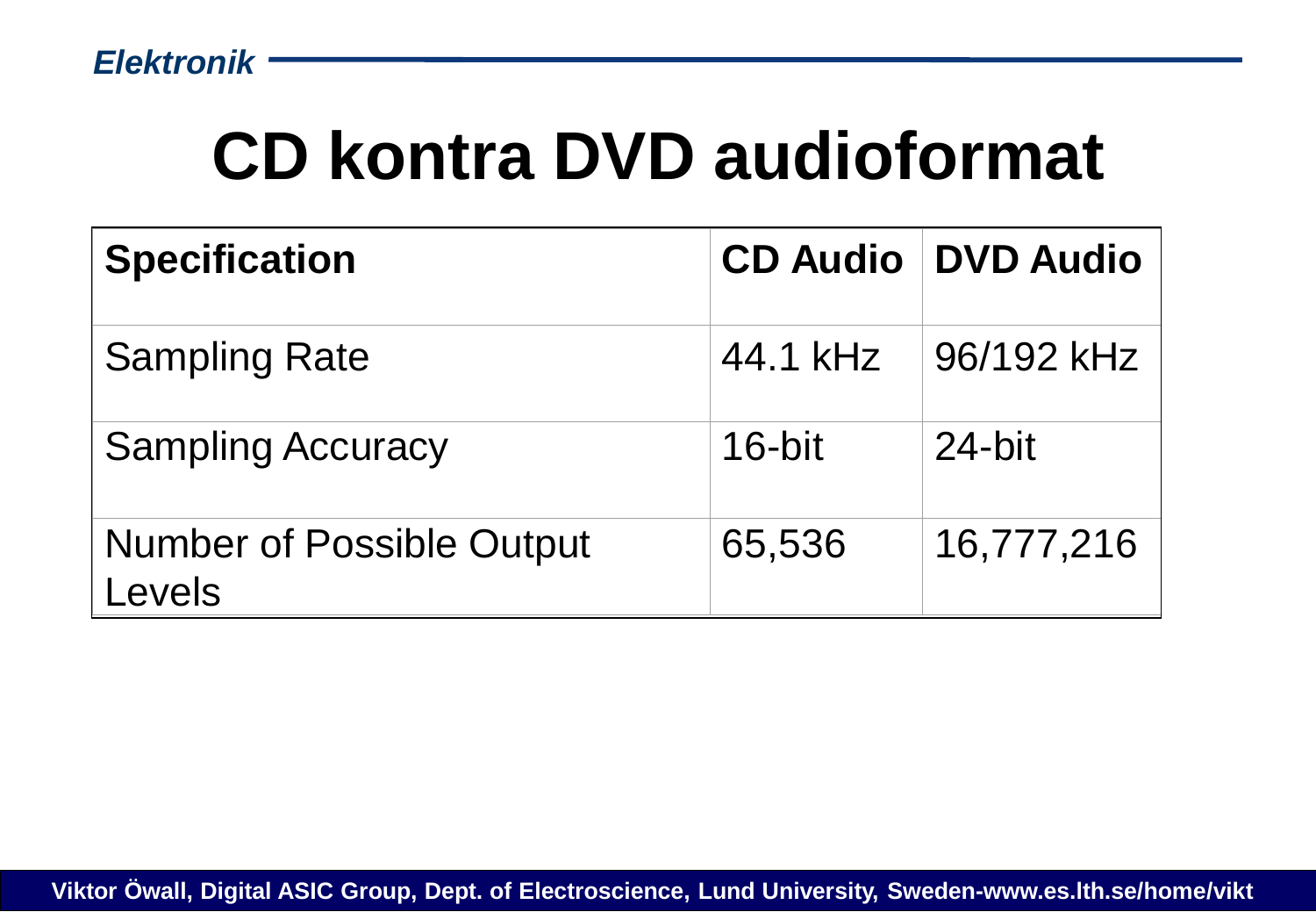# CD kontra DVD audioformat

| Specification | CD Audio | DVD Audio |
| --- | --- | --- |
| Sampling Rate | 44.1 kHz | 96/192 kHz |
| Sampling Accuracy | 16-bit | 24-bit |
| Number of Possible Output Levels | 65,536 | 16,777,216 |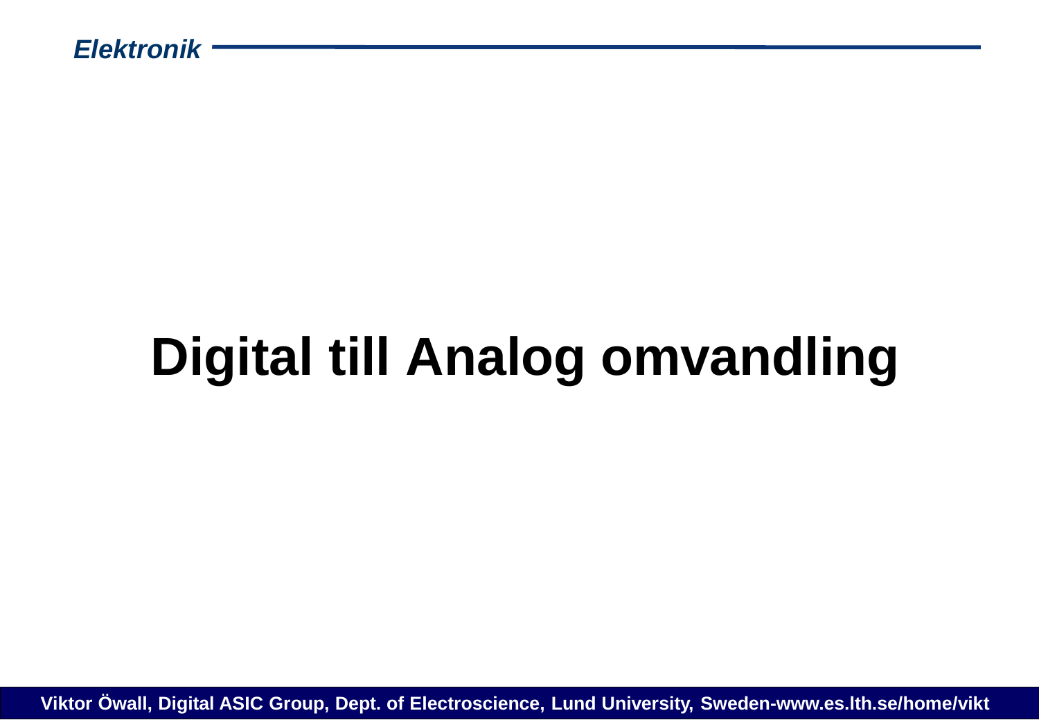# Digital till Analog omvandling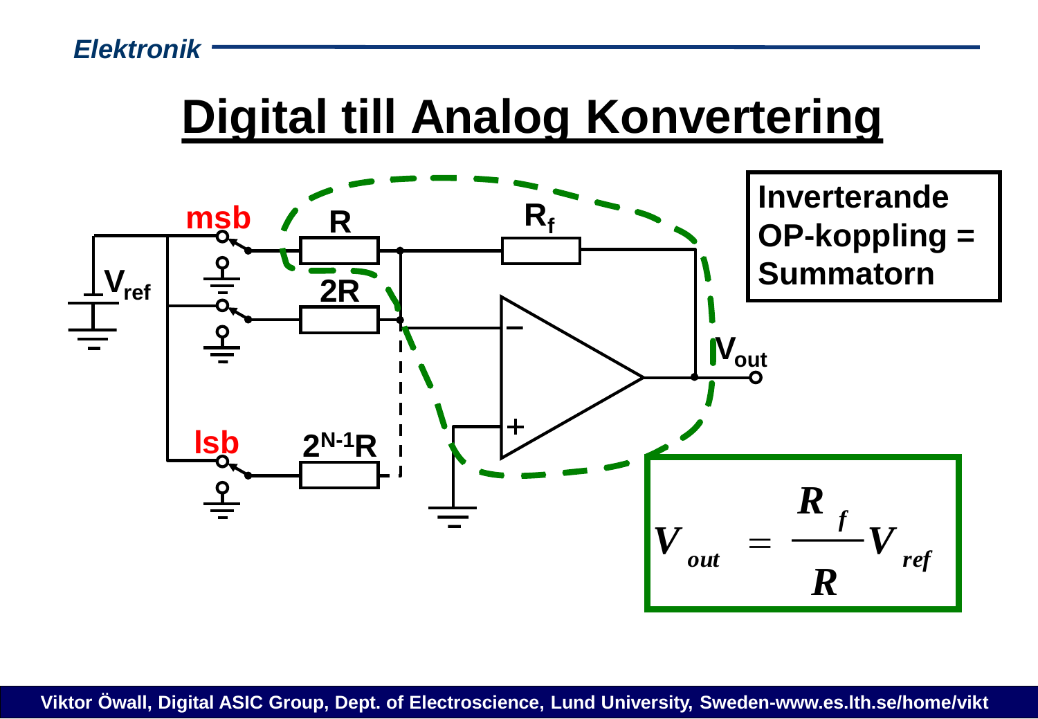# Digital till Analog Konvertering

**Inverterande OP-koppling = Summatorn**

msb

$V_{ref}$

R

$R_f$

2R

$V_{out}$

lsb

$2^{N-1}R$

$$V_{out} = \frac{R_f}{R} V_{ref}$$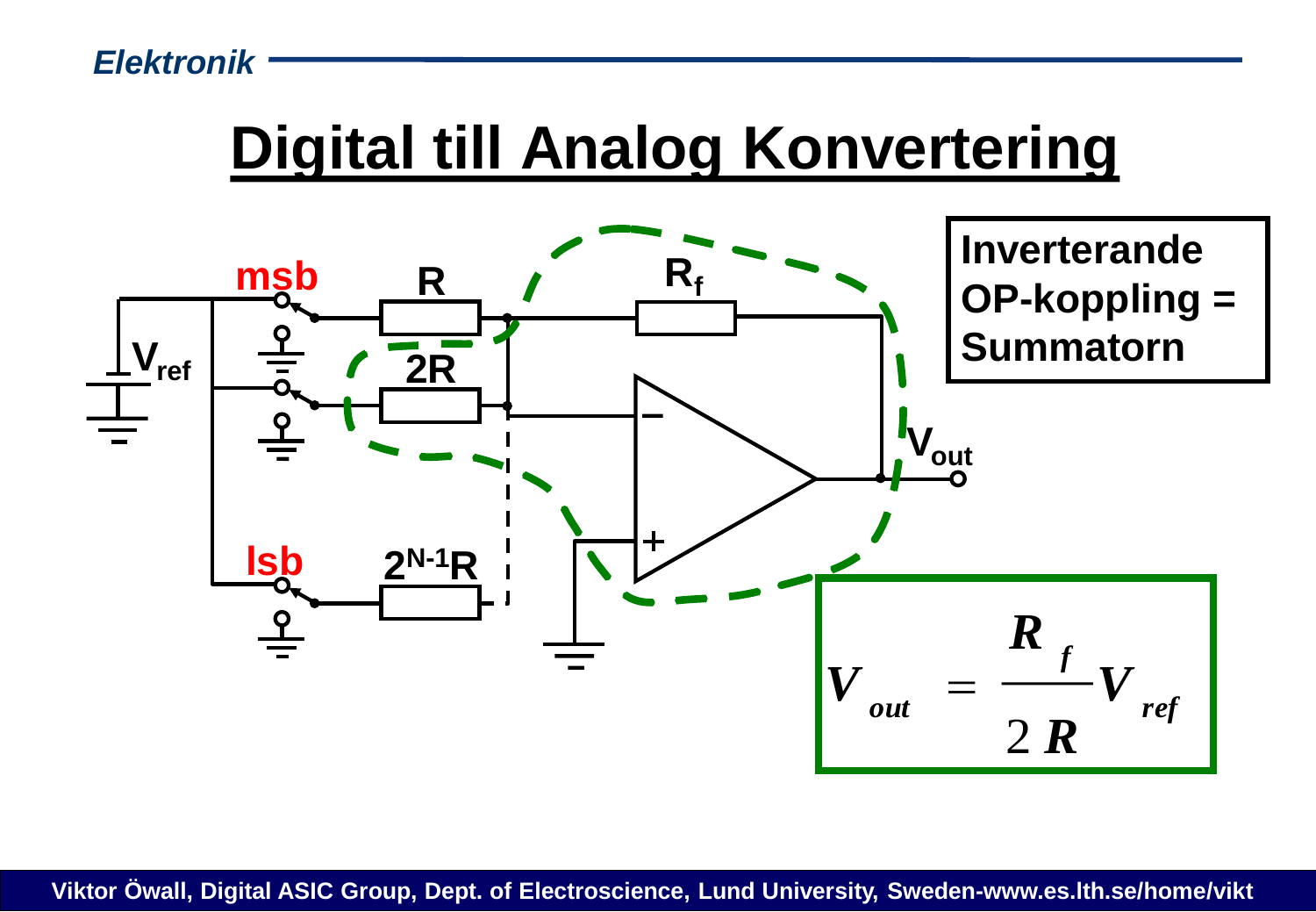# Digital till Analog Konvertering

**Inverterande OP-koppling = Summatorn**

msb

R

$R_f$

$V_{ref}$

2R

$V_{out}$

lsb

$2^{N-1}R$

$$V_{out} = \frac{R_f}{2R} V_{ref}$$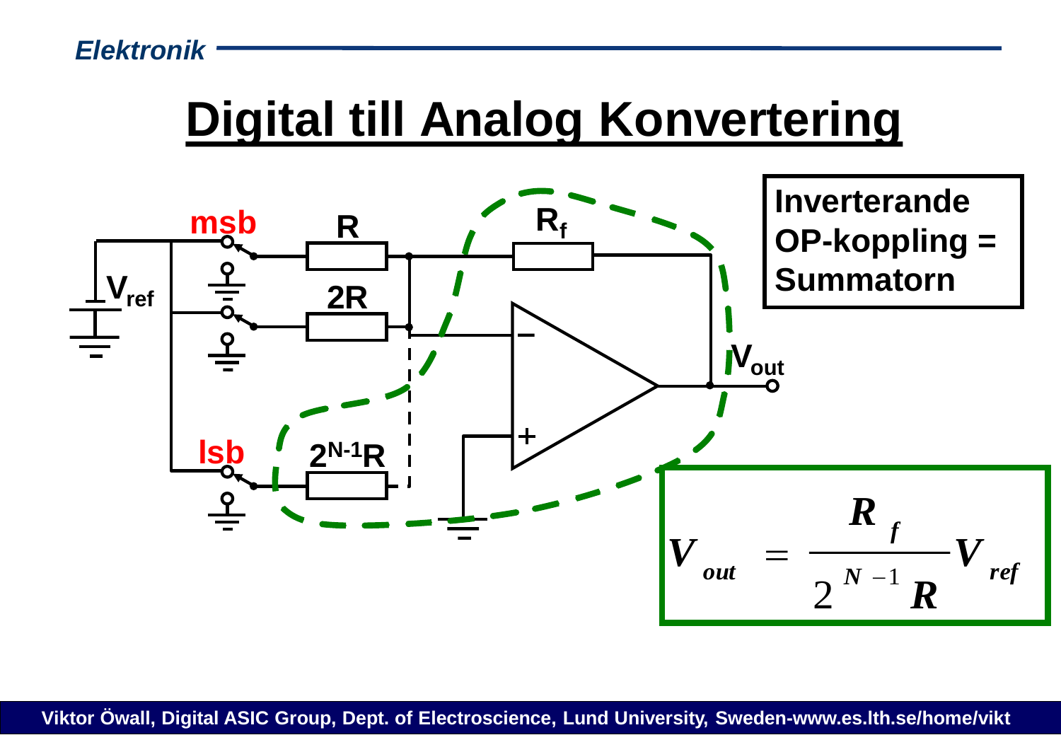# Digital till Analog Konvertering

**Inverterande OP-koppling = Summatorn**

$$V_{out} = \frac{R_f}{2^{N-1}R} V_{ref}$$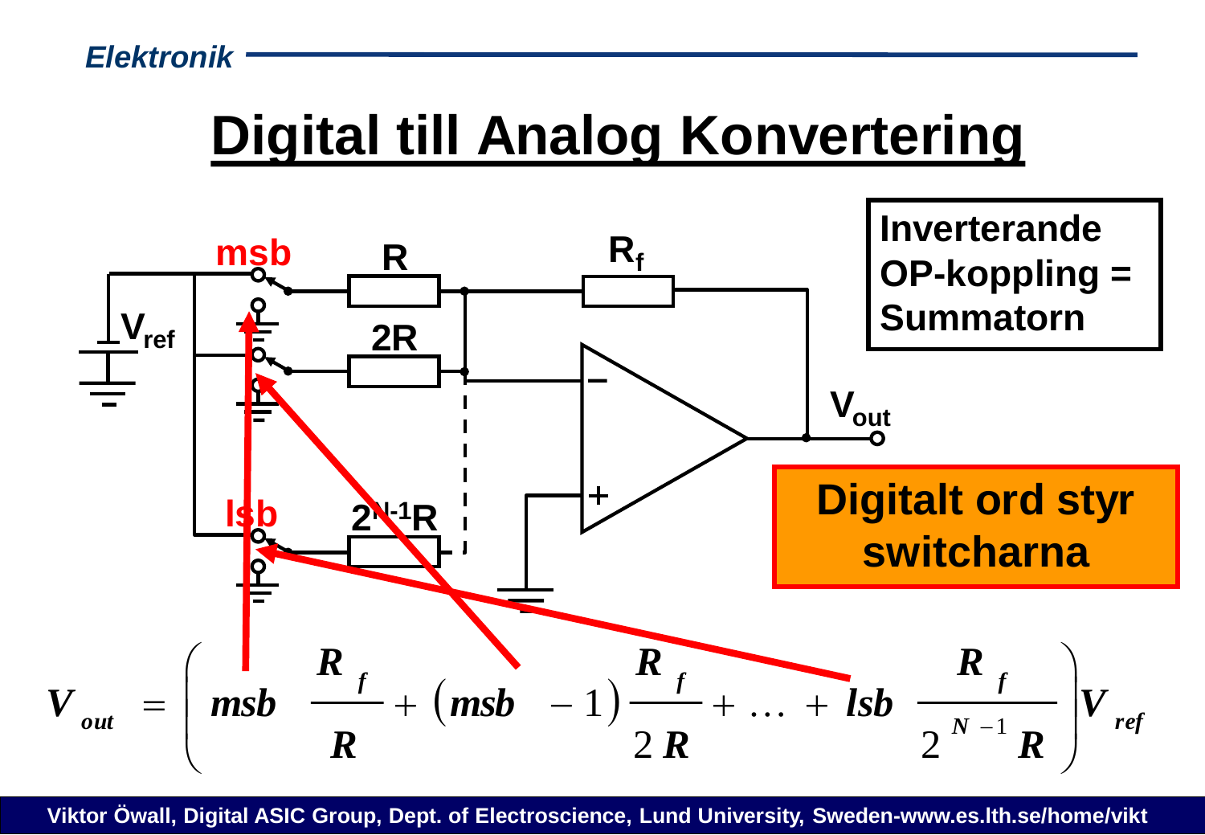# Digital till Analog Konvertering

**Inverterande OP-koppling = Summatorn**

**Digitalt ord styr switcharna**

$$V_{out} = \left( msb \frac{R_f}{R} + (msb - 1)\frac{R_f}{2R} + \ldots + lsb \frac{R_f}{2^{N-1}R} \right) V_{ref}$$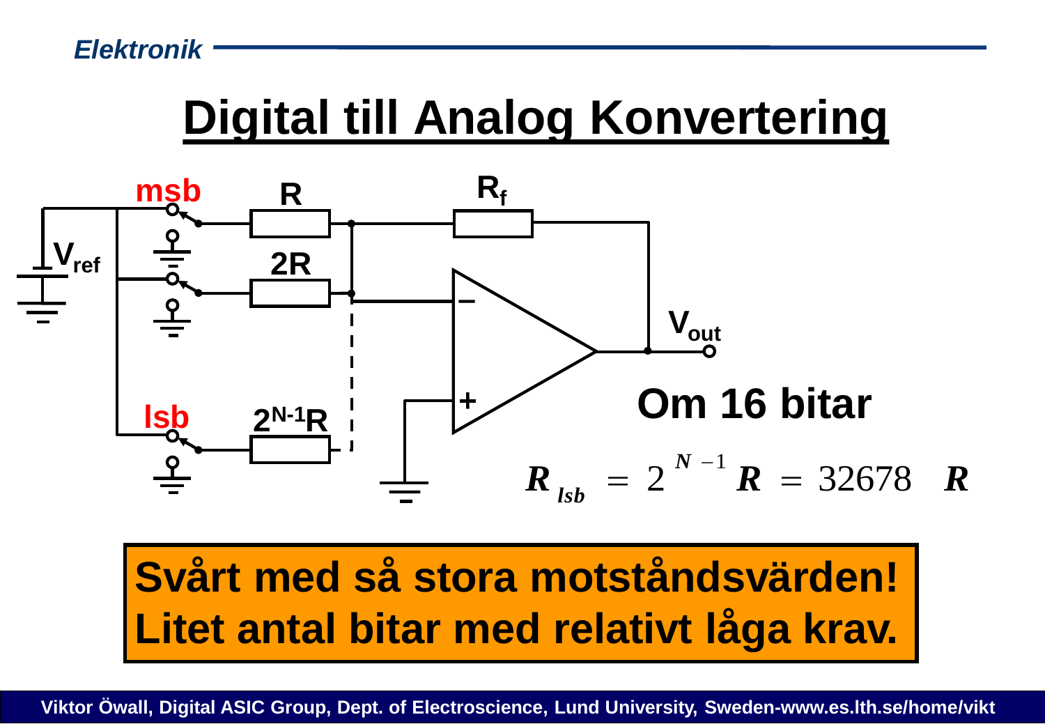# Digital till Analog Konvertering

Om 16 bitar

$$R_{lsb} = 2^{N-1}R = 32678 \quad R$$

**Svårt med så stora motståndsvärden!**
**Litet antal bitar med relativt låga krav.**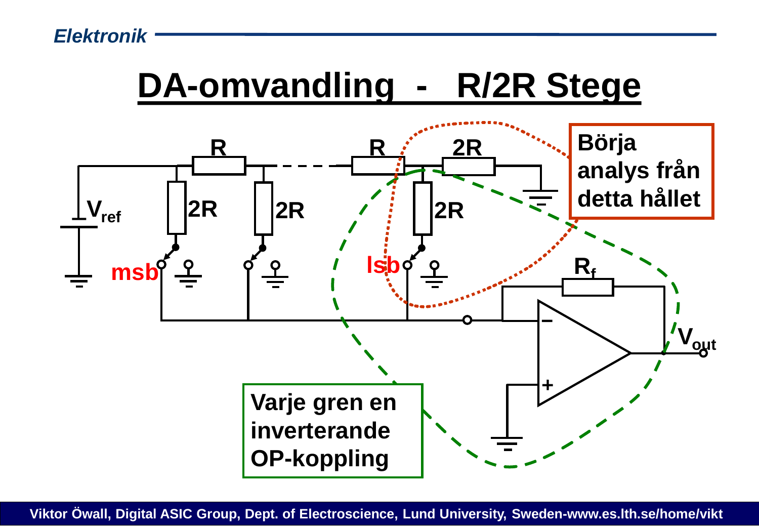# DA-omvandling - R/2R Stege

Börja analys från detta hållet

Varje gren en inverterande OP-koppling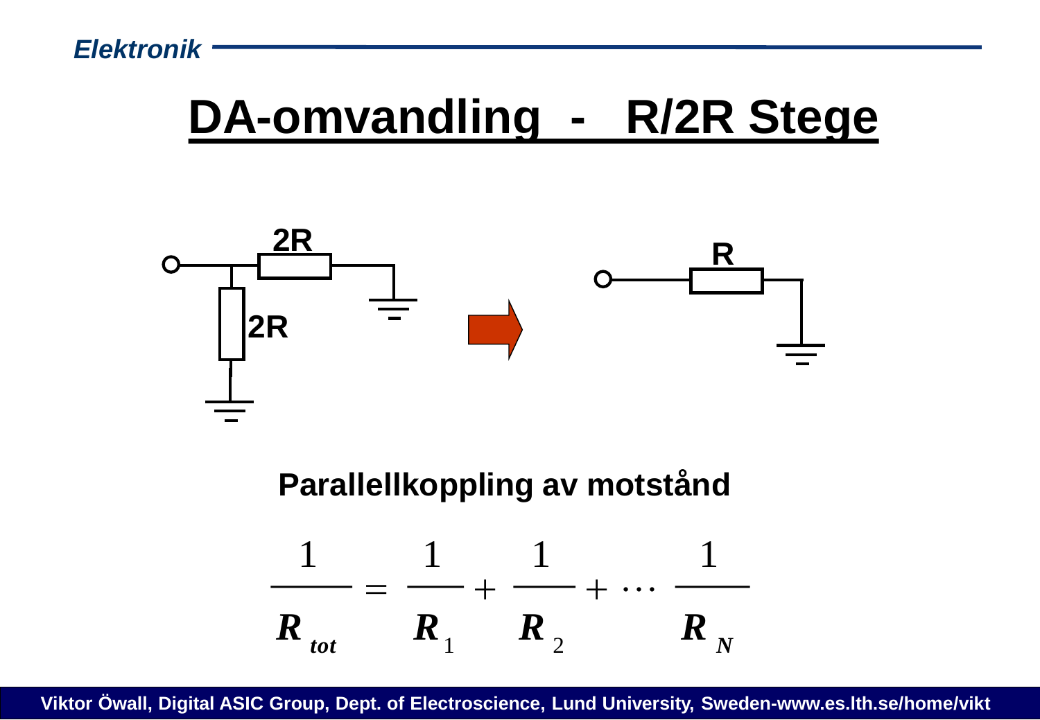# DA-omvandling - R/2R Stege

2R

2R

R

**Parallellkoppling av motstånd**

$$\frac{1}{R_{tot}} = \frac{1}{R_1} + \frac{1}{R_2} + \cdots \frac{1}{R_N}$$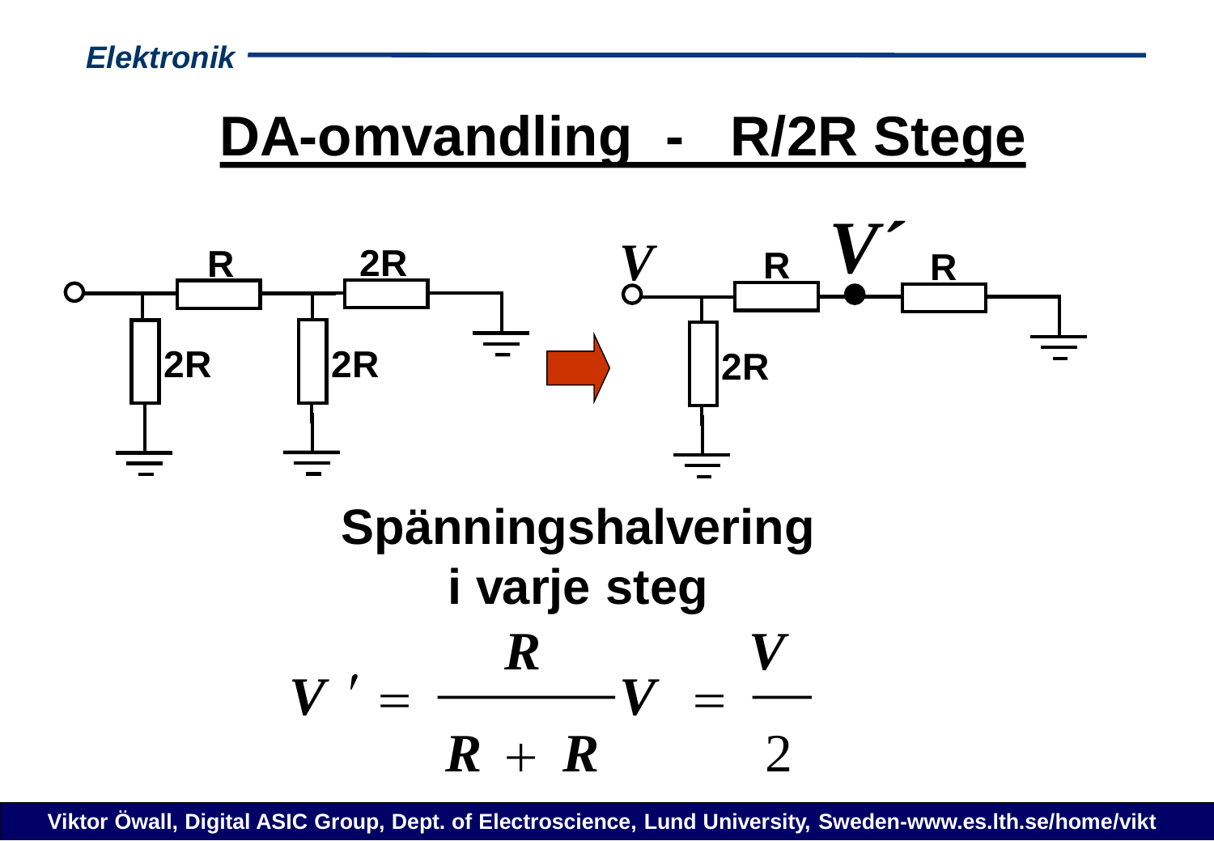# DA-omvandling - R/2R Stege

**Spänningshalvering i varje steg**

$$V' = \frac{R}{R + R} V = \frac{V}{2}$$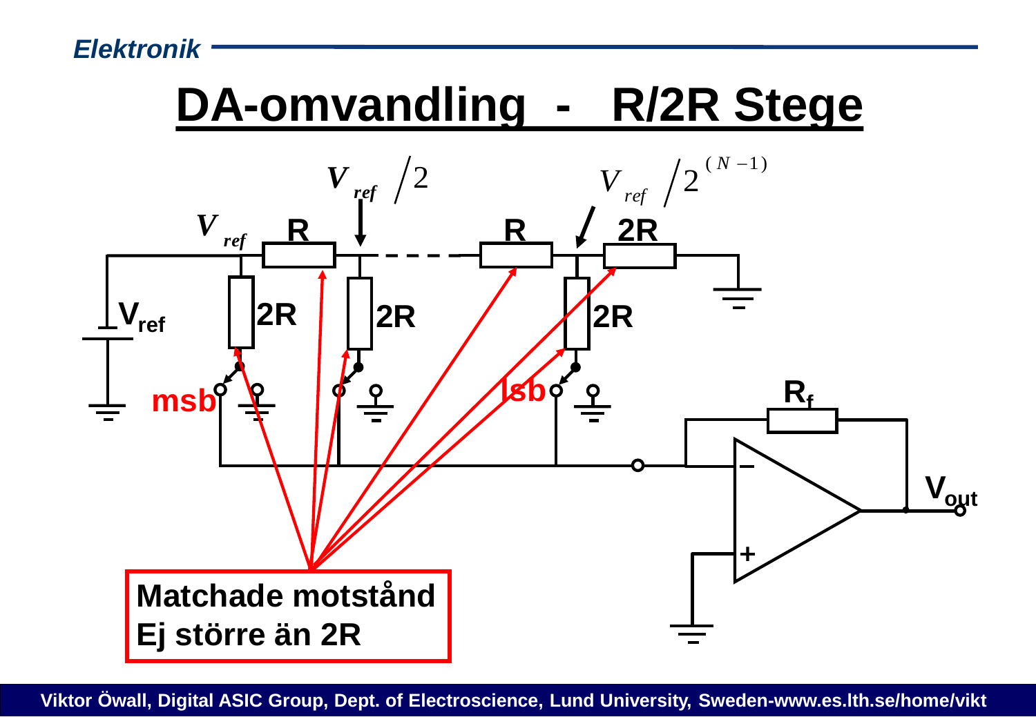# DA-omvandling - R/2R Stege

$V_{ref}$ $V_{ref}/2$ $V_{ref}/2^{(N-1)}$

R R 2R

$V_{ref}$ 2R 2R 2R

msb lsb

$R_f$

$V_{out}$

**Matchade motstånd**
**Ej större än 2R**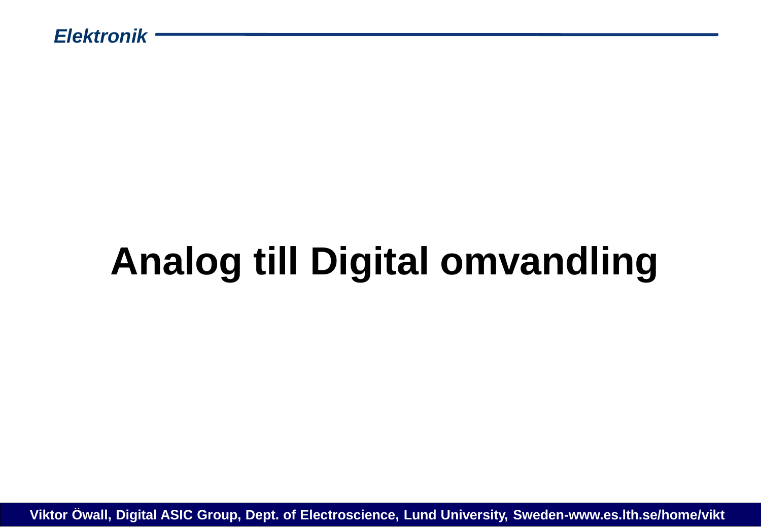# Analog till Digital omvandling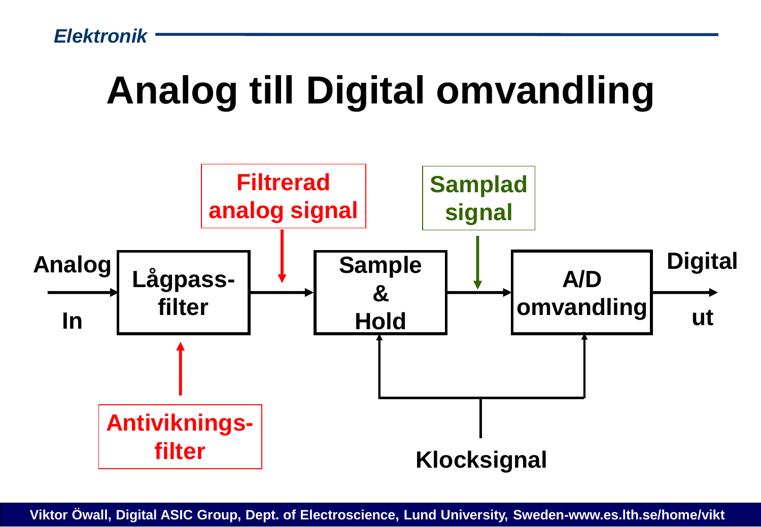# Analog till Digital omvandling

Analog In → Lågpass-filter → Sample & Hold → A/D omvandling → Digital ut

Filtrerad analog signal

Samplad signal

Antiviknings-filter

Klocksignal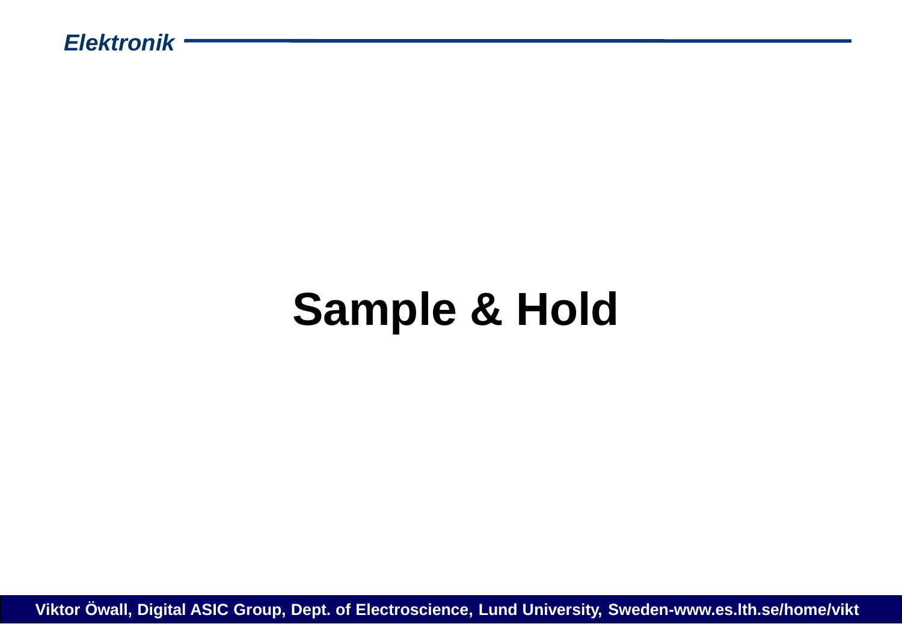# Sample & Hold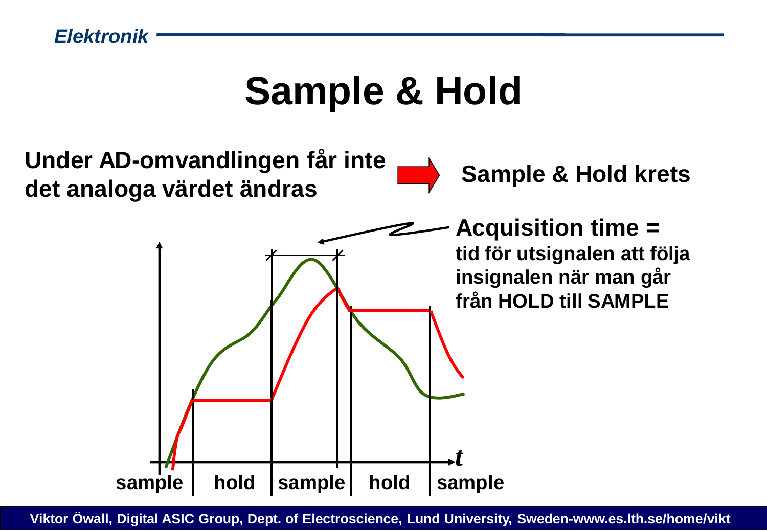# Sample & Hold

**Under AD-omvandlingen får inte det analoga värdet ändras** ➡ **Sample & Hold krets**

**Acquisition time =**
**tid för utsignalen att följa insignalen när man går från HOLD till SAMPLE**

$t$

**sample** | **hold** | **sample** | **hold** | **sample**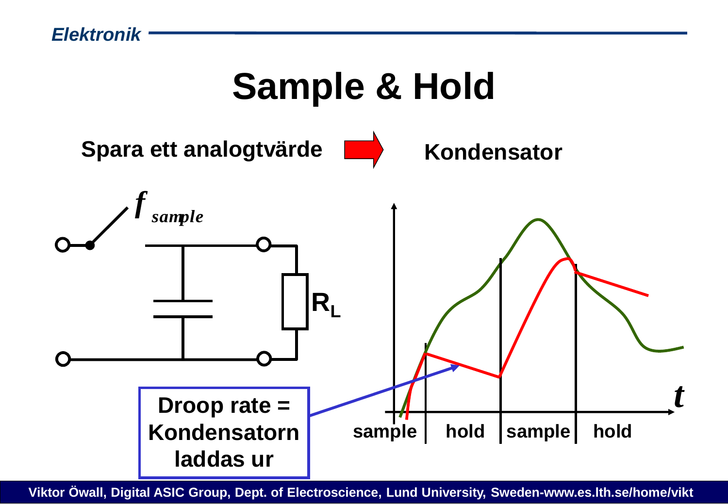# Sample & Hold

**Spara ett analogtvärde** ➡ **Kondensator**

*f* *sample*

$R_L$

sample | hold | sample | hold

*t*

**Droop rate = Kondensatorn laddas ur**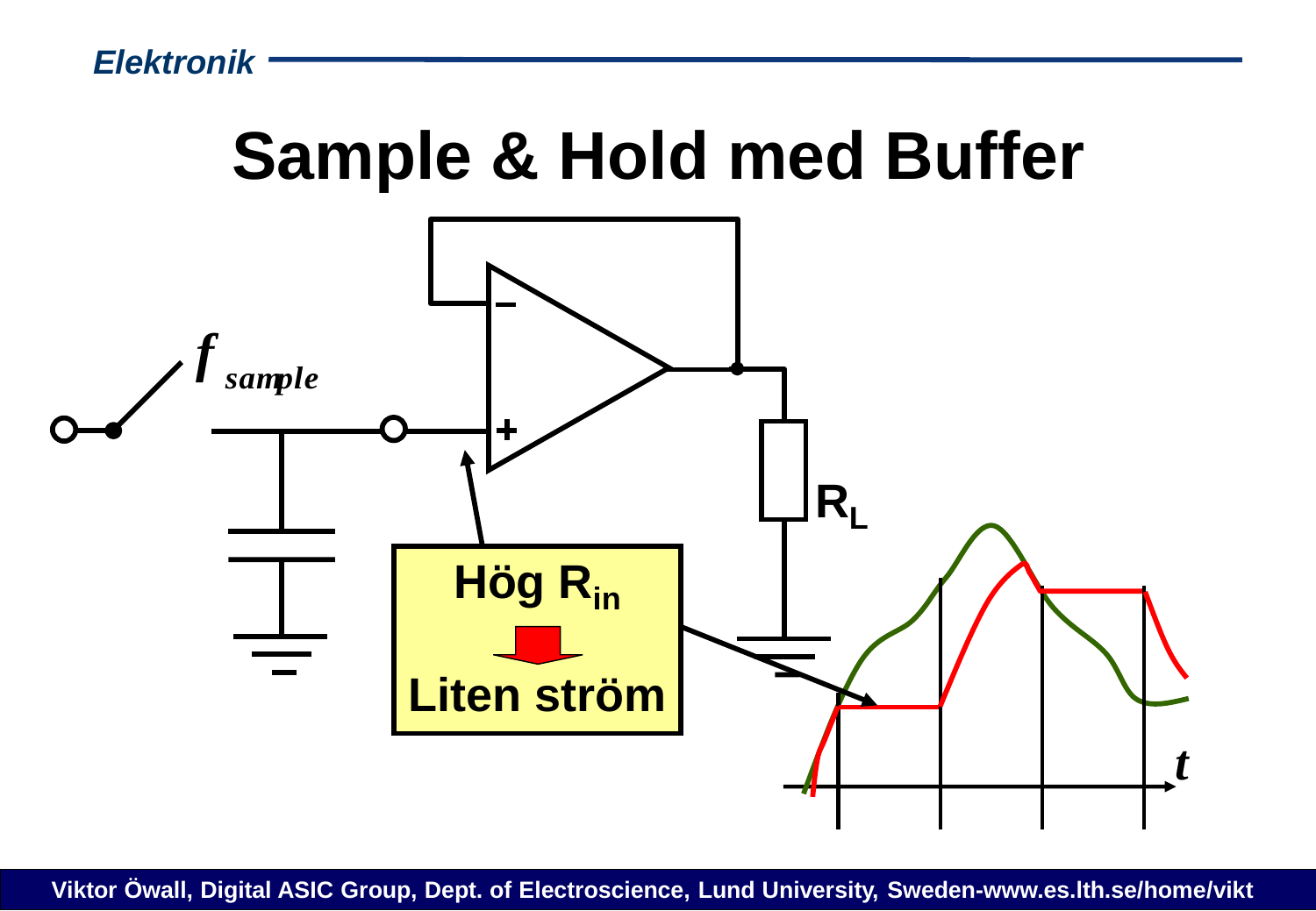# Sample & Hold med Buffer

$f_{sample}$

$R_L$

**Hög $R_{in}$**

**Liten ström**

$t$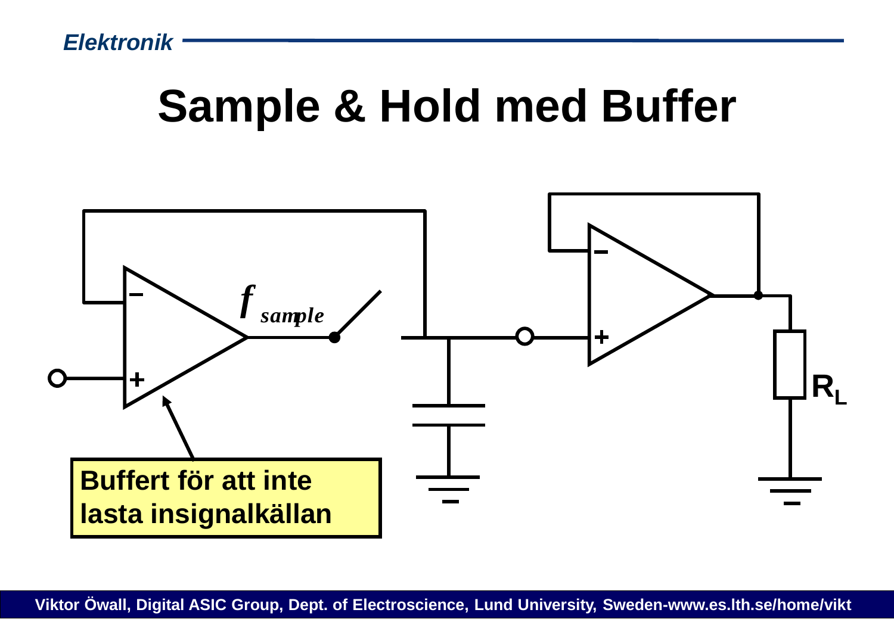# Sample & Hold med Buffer

$f_{sample}$

Buffert för att inte lasta insignalkällan

$R_L$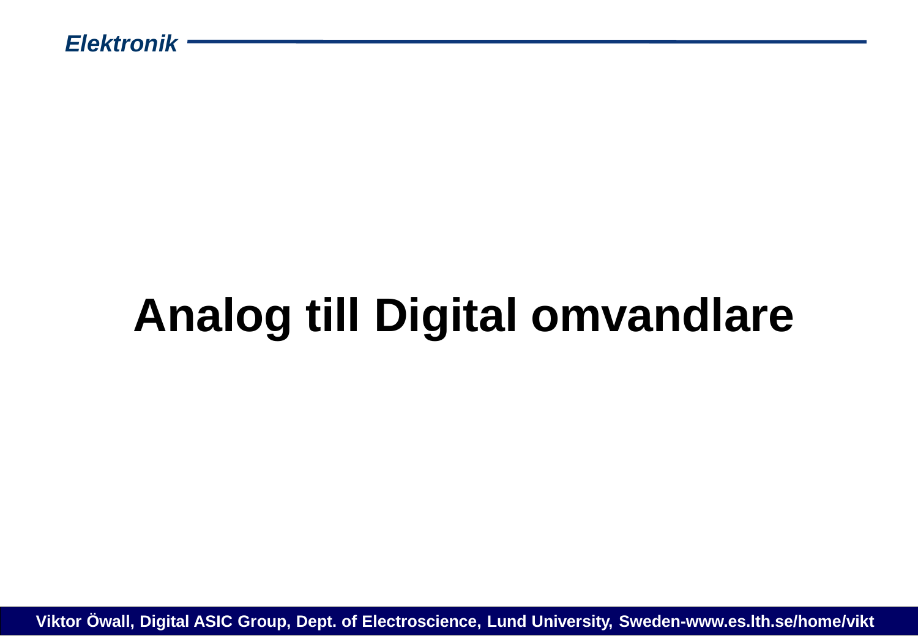# Analog till Digital omvandlare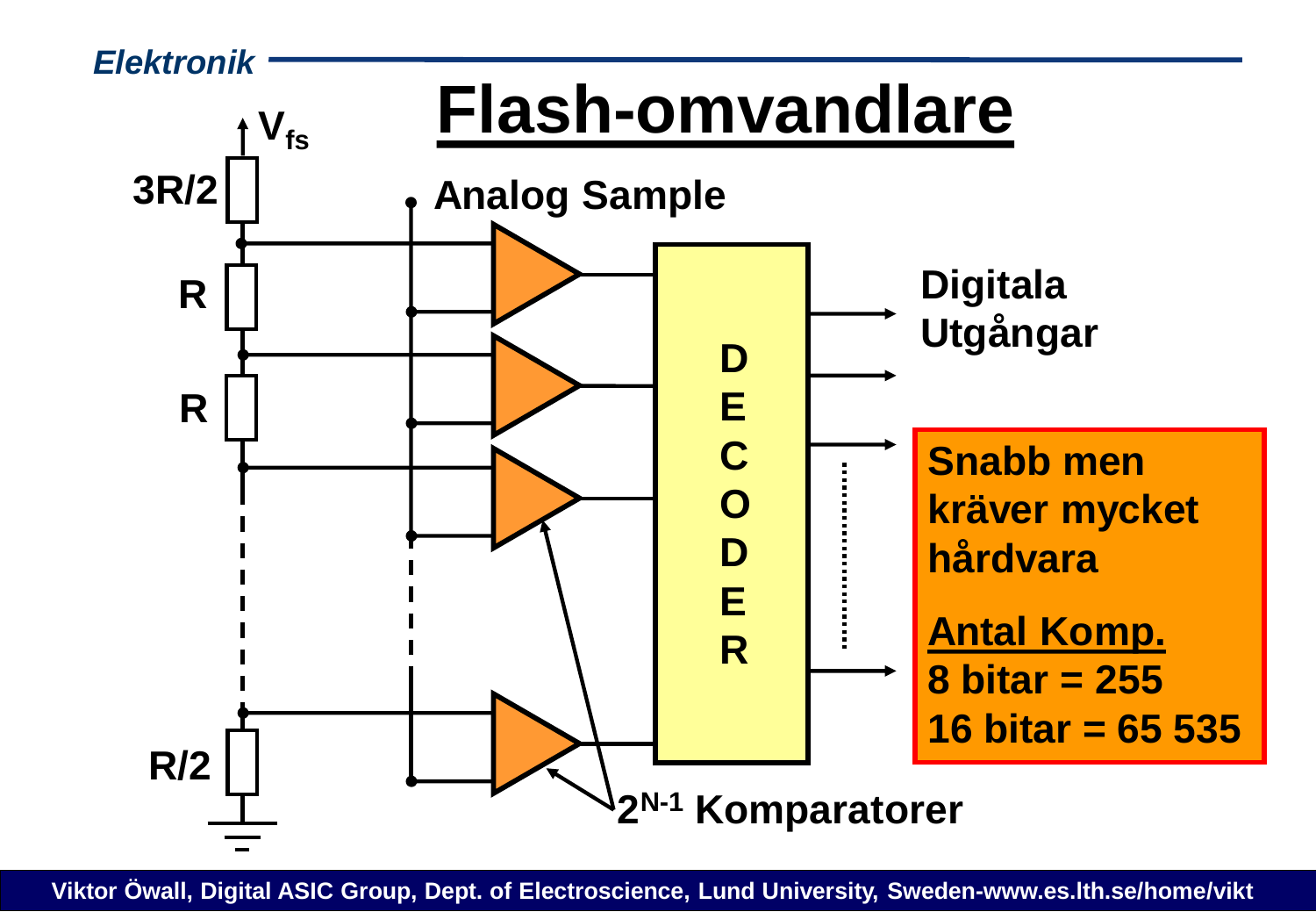# Flash-omvandlare

$V_{fs}$

3R/2

R

R

R/2

Analog Sample

DECODER

Digitala Utgångar

$2^{N-1}$ Komparatorer

**Snabb men kräver mycket hårdvara**

**Antal Komp.**
**8 bitar = 255**
**16 bitar = 65 535**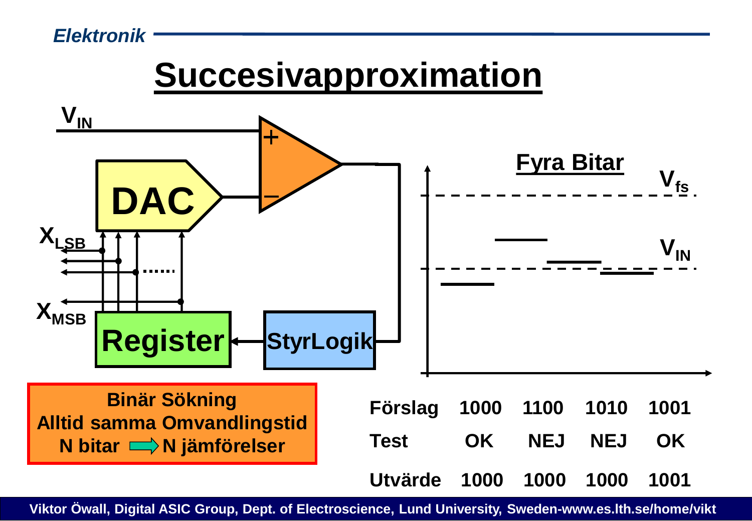# Succesivapproximation

$V_{IN}$

DAC

$X_{LSB}$

$X_{MSB}$

Register

StyrLogik

**Fyra Bitar**

$V_{fs}$

$V_{IN}$

**Binär Sökning**
**Alltid samma Omvandlingstid**
**N bitar ⟹ N jämförelser**

| Förslag | 1000 | 1100 | 1010 | 1001 |
|---|---|---|---|---|
| Test | OK | NEJ | NEJ | OK |
| Utvärde | 1000 | 1000 | 1000 | 1001 |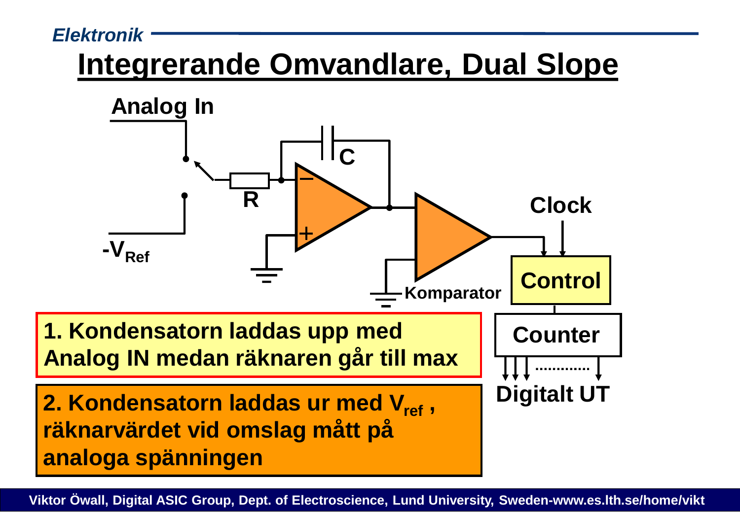# Integrerande Omvandlare, Dual Slope

Analog In

$-V_{Ref}$

R

C

Komparator

Clock

Control

Counter

Digitalt UT

1. Kondensatorn laddas upp med Analog IN medan räknaren går till max

2. Kondensatorn laddas ur med $V_{ref}$, räknarvärdet vid omslag mått på analoga spänningen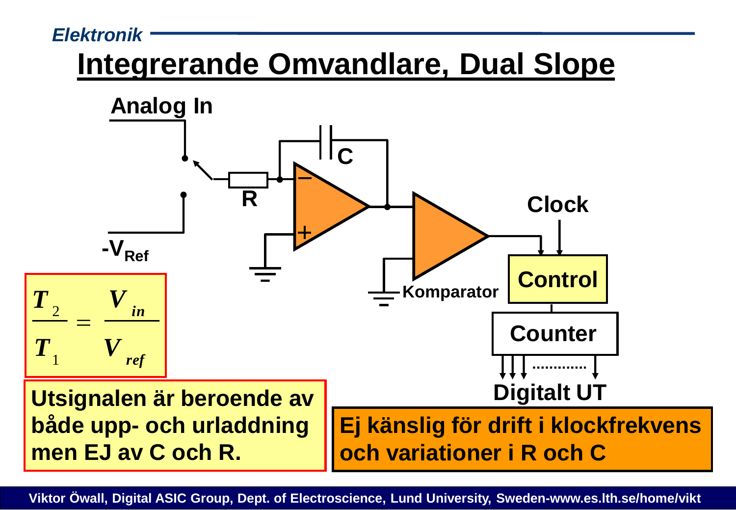# Integrerande Omvandlare, Dual Slope

Analog In

-$V_{Ref}$

R

C

Komparator

Clock

Control

Counter

Digitalt UT

$$\frac{T_2}{T_1} = \frac{V_{in}}{V_{ref}}$$

**Utsignalen är beroende av både upp- och urladdning men EJ av C och R.**

**Ej känslig för drift i klockfrekvens och variationer i R och C**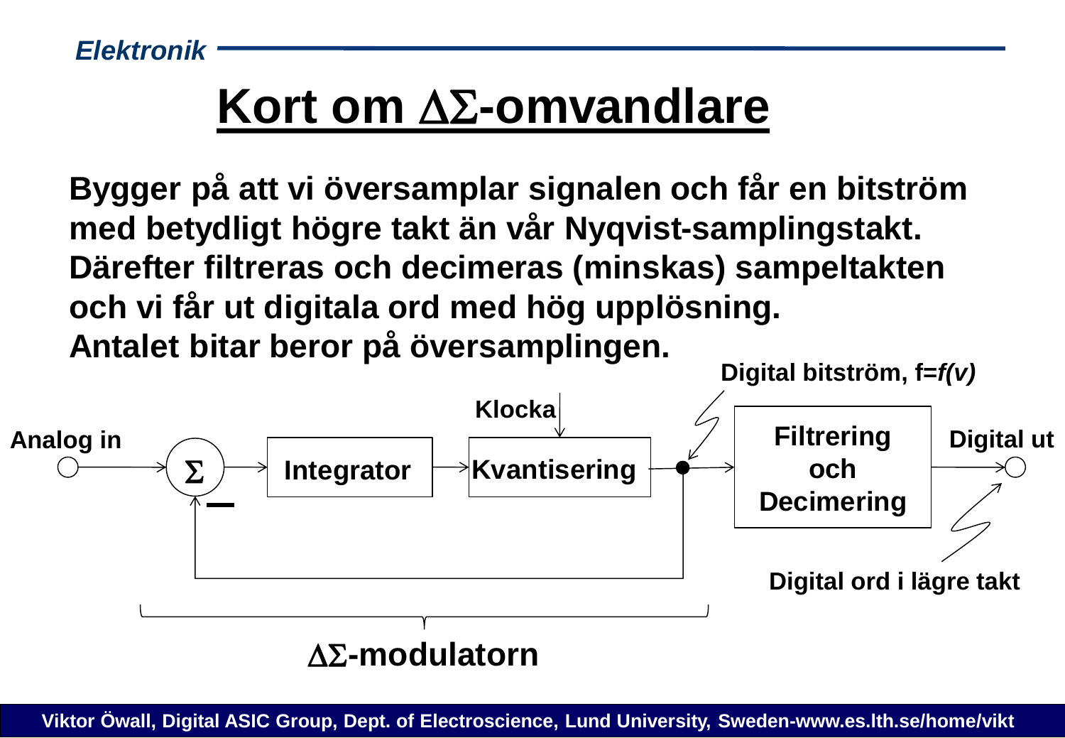# Kort om ΔΣ-omvandlare

**Bygger på att vi översamplar signalen och får en bitström med betydligt högre takt än vår Nyqvist-samplingstakt. Därefter filtreras och decimeras (minskas) sampeltakten och vi får ut digitala ord med hög upplösning. Antalet bitar beror på översamplingen.**

**Digital bitström, f=*f(v)***

**Klocka**

**Analog in** → **Σ** → **Integrator** → **Kvantisering** → **Filtrering och Decimering** → **Digital ut**

**Digital ord i lägre takt**

**ΔΣ-modulatorn**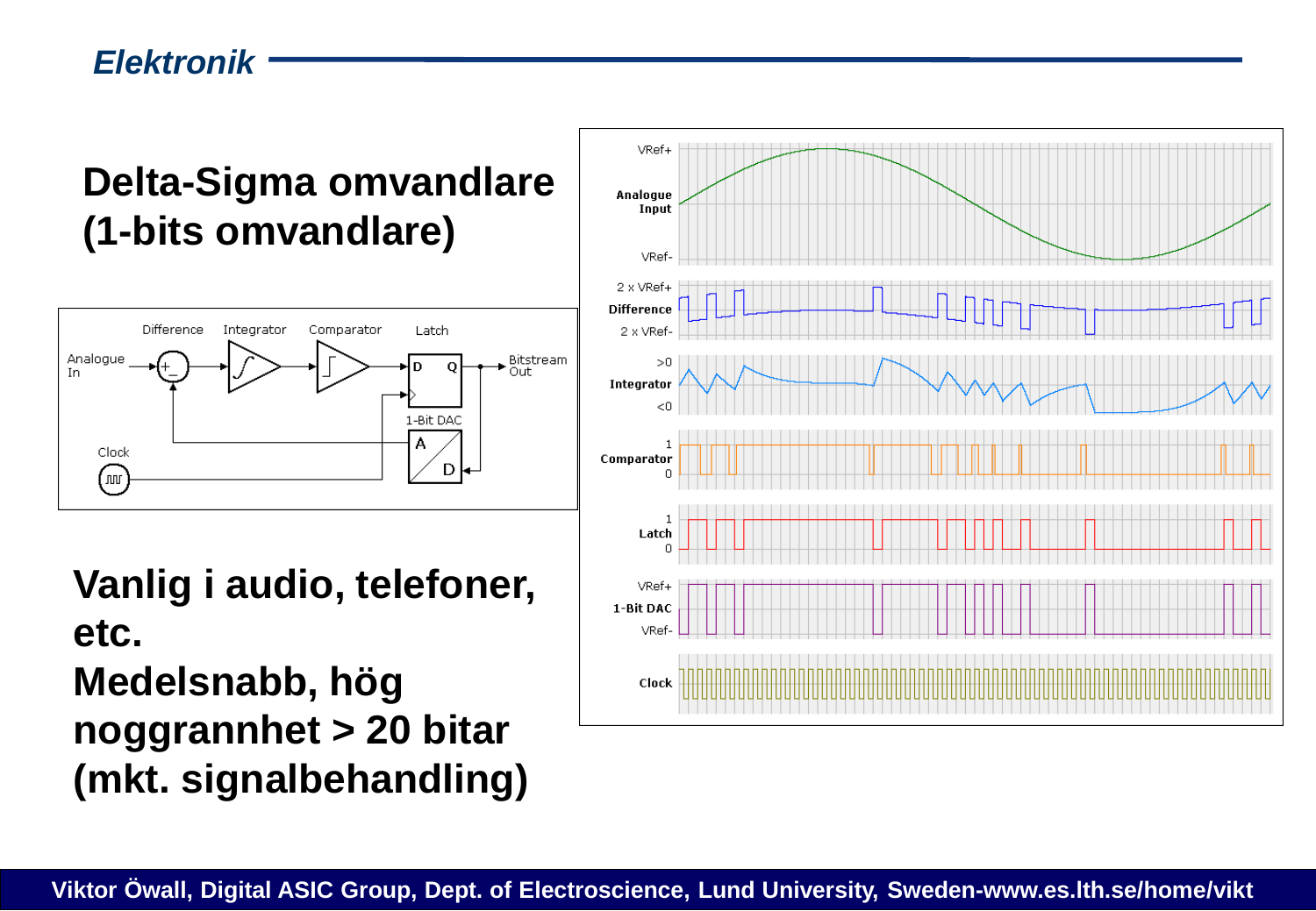# Delta-Sigma omvandlare (1-bits omvandlare)

**Vanlig i audio, telefoner, etc.**

**Medelsnabb, hög noggrannhet > 20 bitar (mkt. signalbehandling)**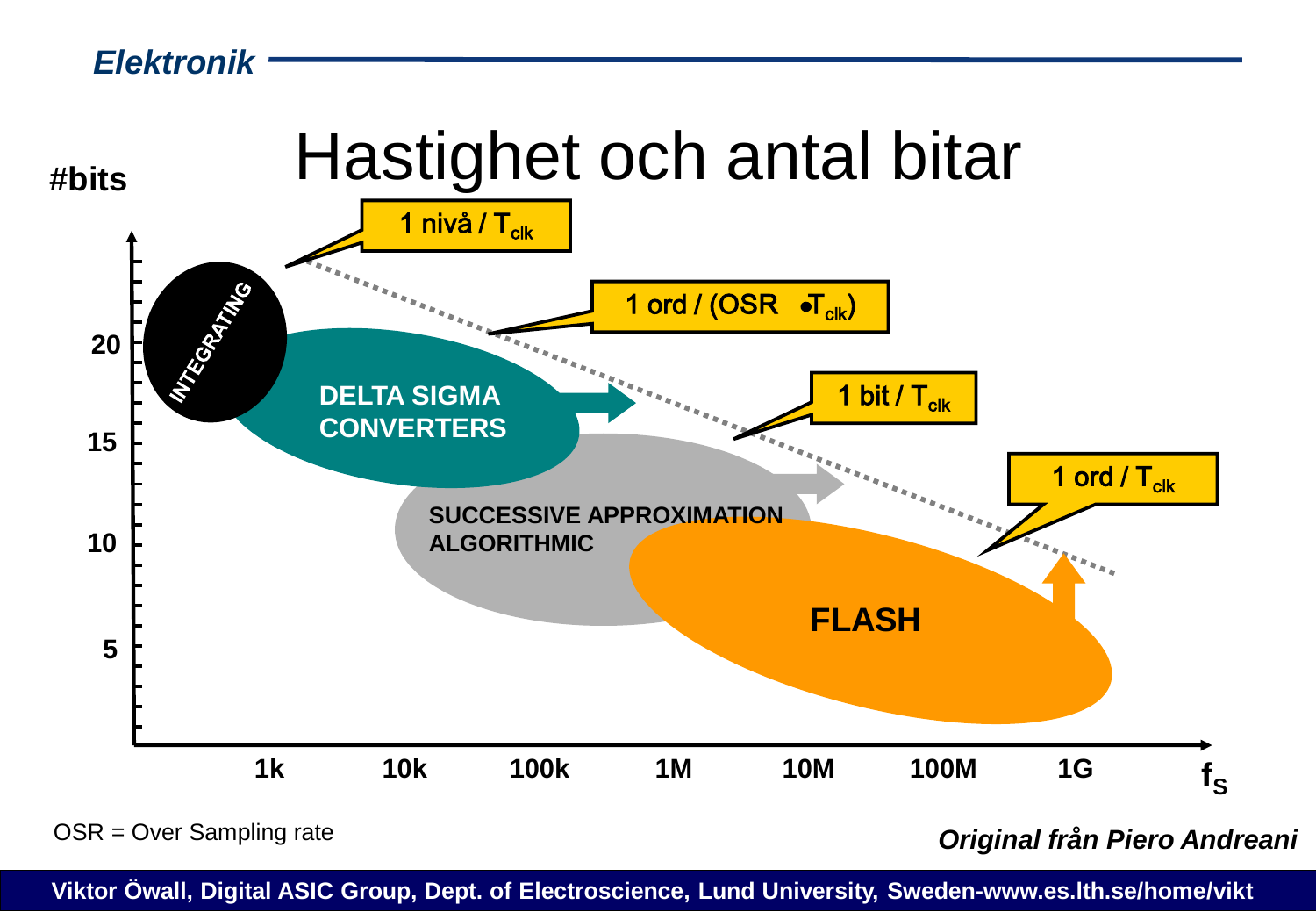# Hastighet och antal bitar

#bits

20

15

10

5

1k 10k 100k 1M 10M 100M 1G $f_S$

INTEGRATING

DELTA SIGMA CONVERTERS

SUCCESSIVE APPROXIMATION ALGORITHMIC

FLASH

1 nivå / $T_{clk}$

1 ord / (OSR $\bullet T_{clk}$)

1 bit / $T_{clk}$

1 ord / $T_{clk}$

OSR = Over Sampling rate

*Original från Piero Andreani*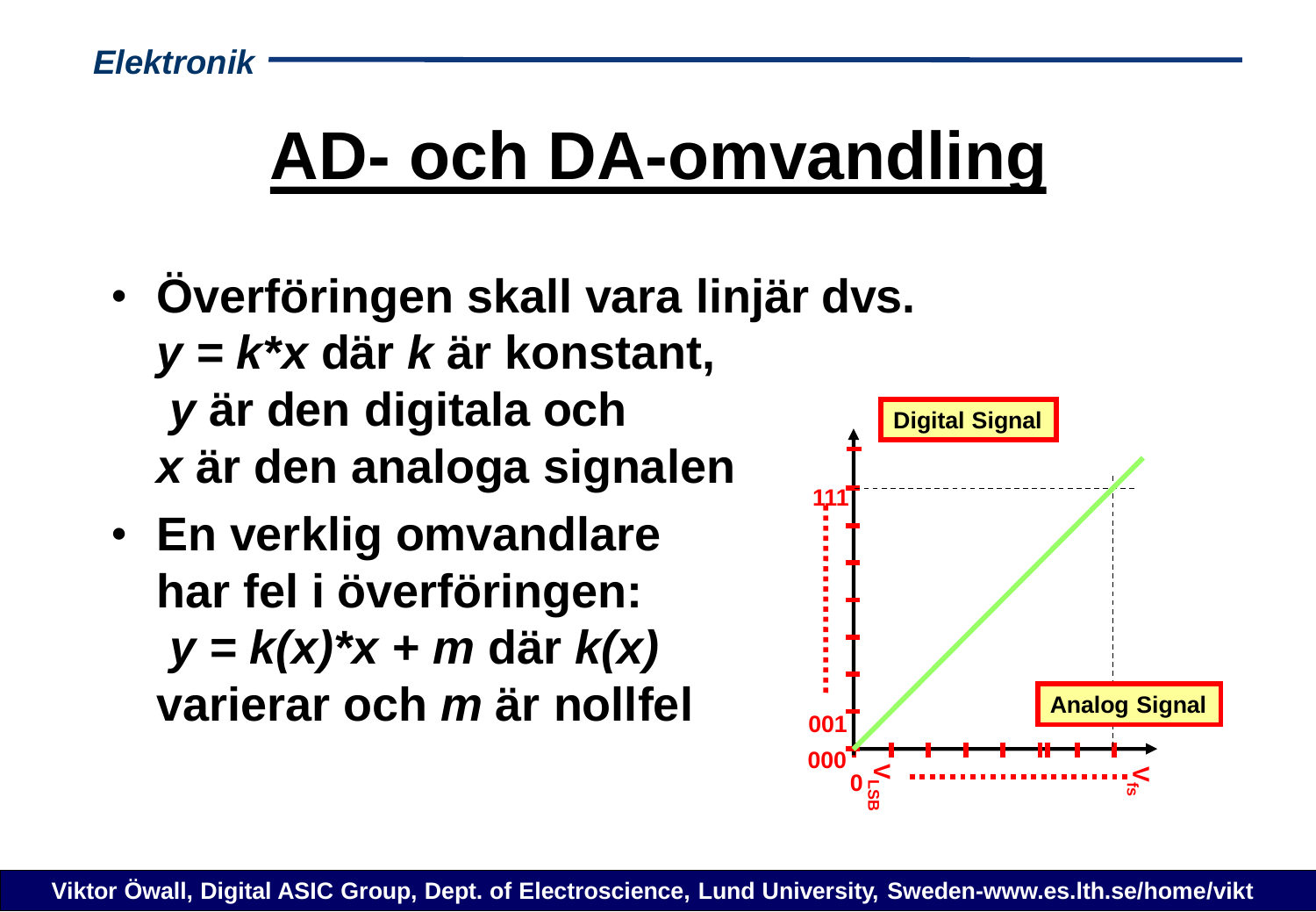# AD- och DA-omvandling

- **Överföringen skall vara linjär dvs.** $y = k*x$ **där** $k$ **är konstant,** $y$ **är den digitala och** $x$ **är den analoga signalen**
- **En verklig omvandlare har fel i överföringen:** $y = k(x)*x + m$ **där** $k(x)$ **varierar och** $m$ **är nollfel**

Digital Signal

111

001

000

0 $V_{LSB}$ $V_{fs}$

Analog Signal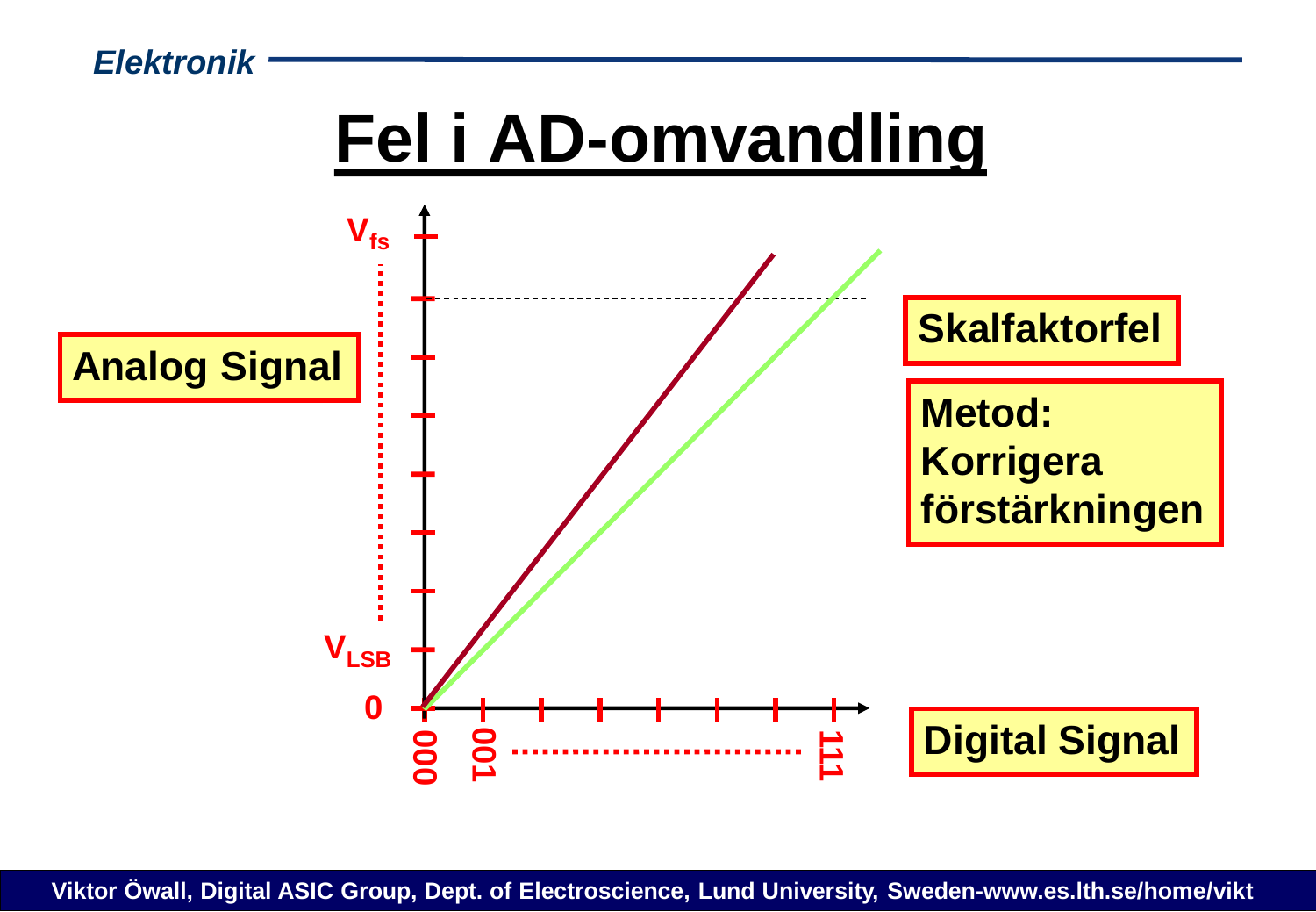# Fel i AD-omvandling

Analog Signal

$V_{fs}$

$V_{LSB}$

0

000 001 ............................ 111

Digital Signal

**Skalfaktorfel**

**Metod: Korrigera förstärkningen**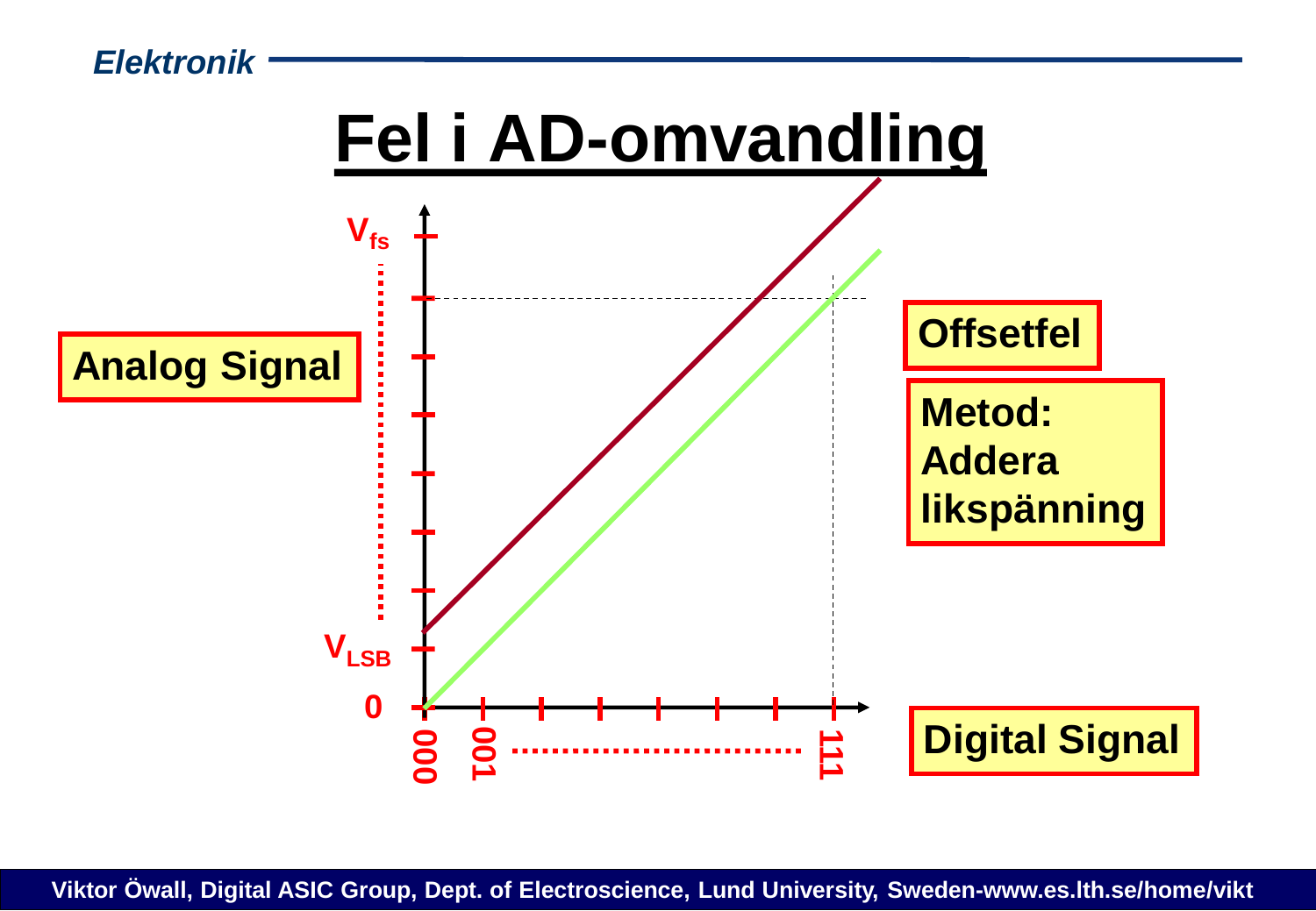# Fel i AD-omvandling

Analog Signal

$V_{fs}$

$V_{LSB}$

0

000 001 ............................ 111

Digital Signal

**Offsetfel**

**Metod: Addera likspänning**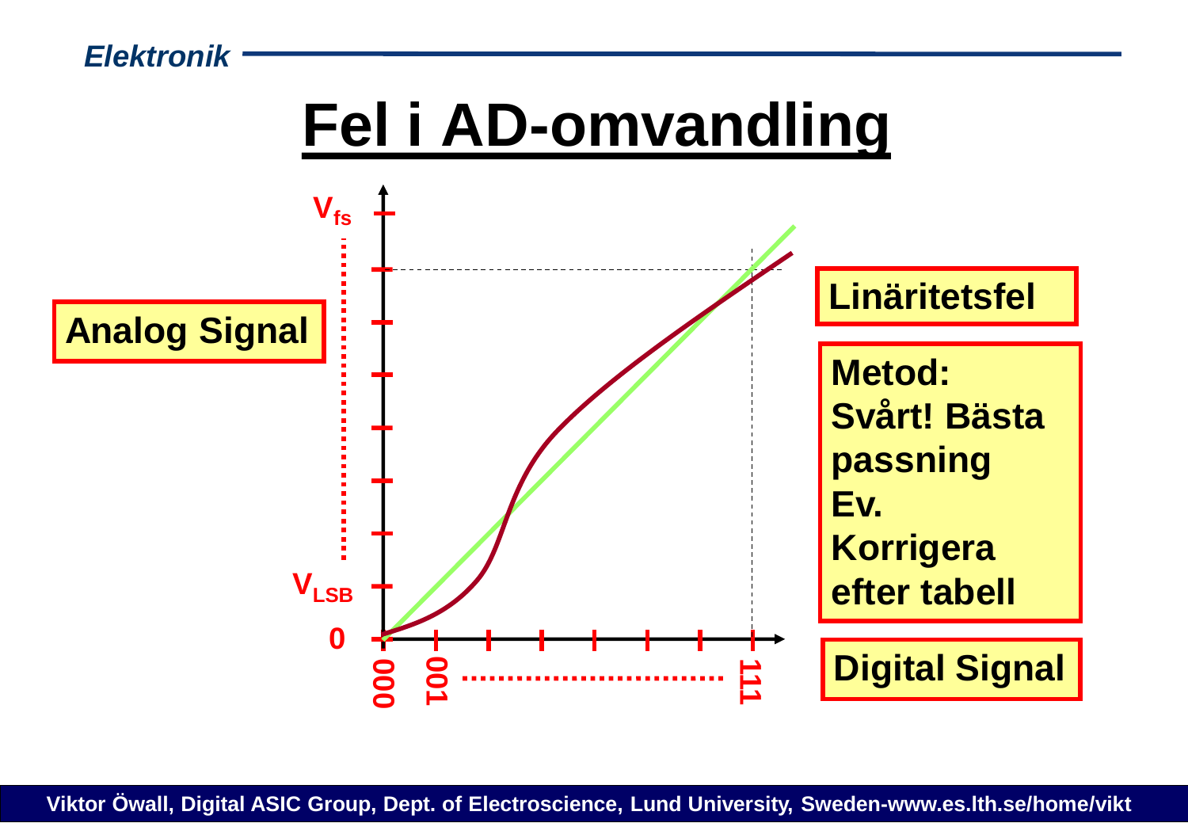# Fel i AD-omvandling

$V_{fs}$

Analog Signal

$V_{LSB}$

0

000 001 ............................ 111

**Linäritetsfel**

**Metod:**
**Svårt! Bästa passning**
**Ev. Korrigera efter tabell**

Digital Signal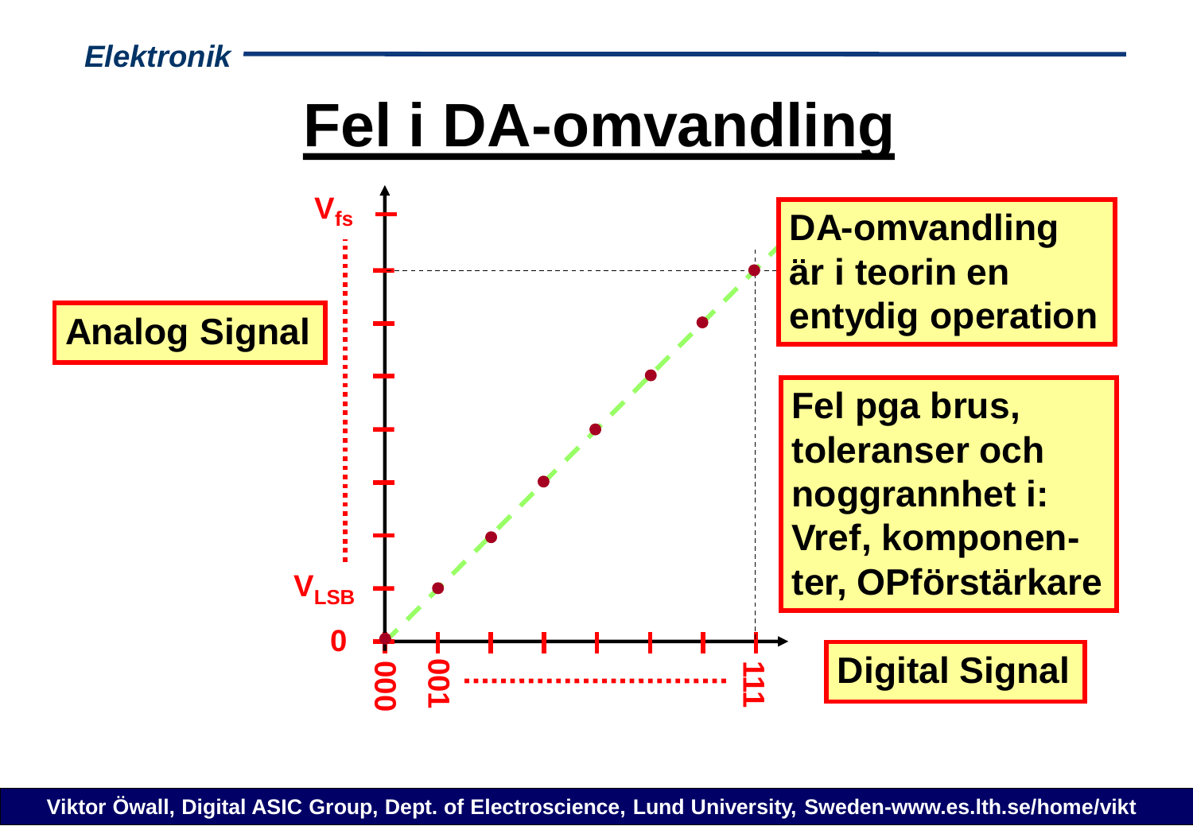# Fel i DA-omvandling

**DA-omvandling är i teorin en entydig operation**

**Fel pga brus, toleranser och noggrannhet i: Vref, komponen-ter, OPförstärkare**

**Analog Signal**

**Digital Signal**

$V_{fs}$

$V_{LSB}$

0

000 001 ............................ 111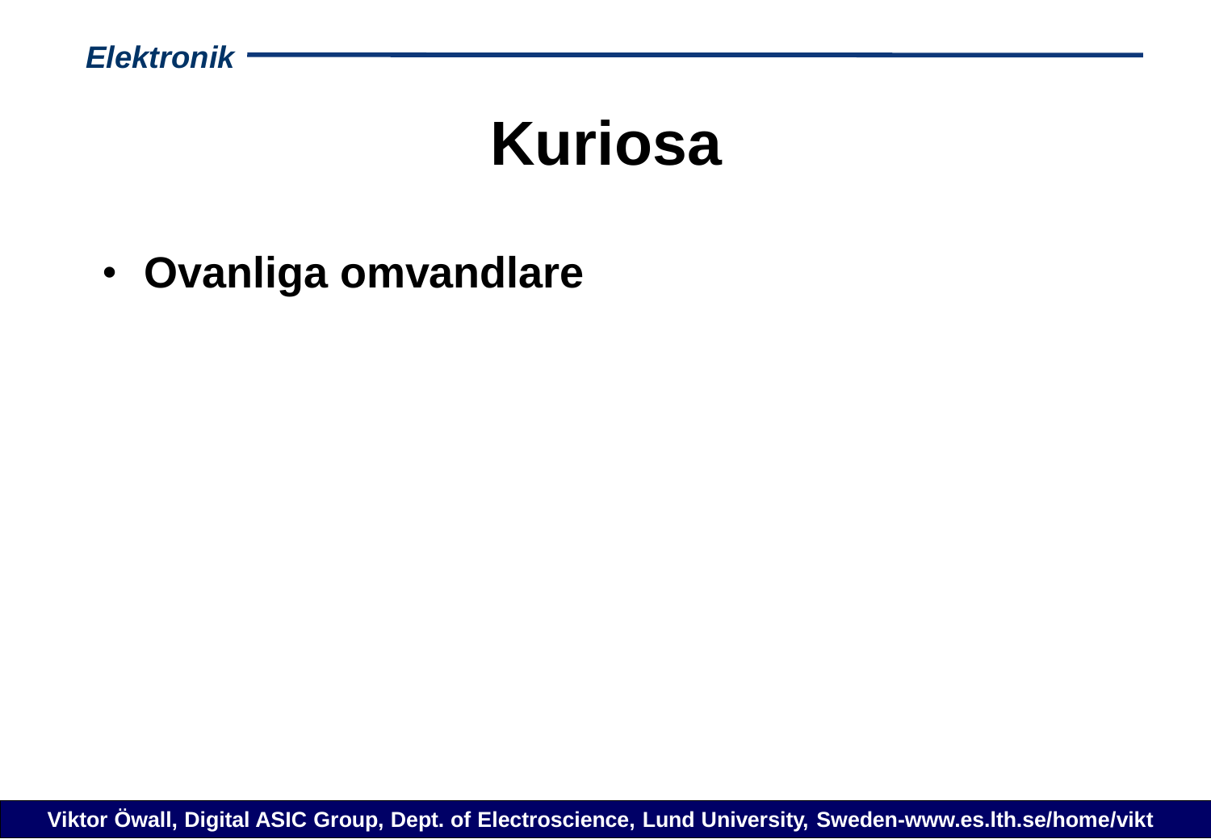# Kuriosa

- **Ovanliga omvandlare**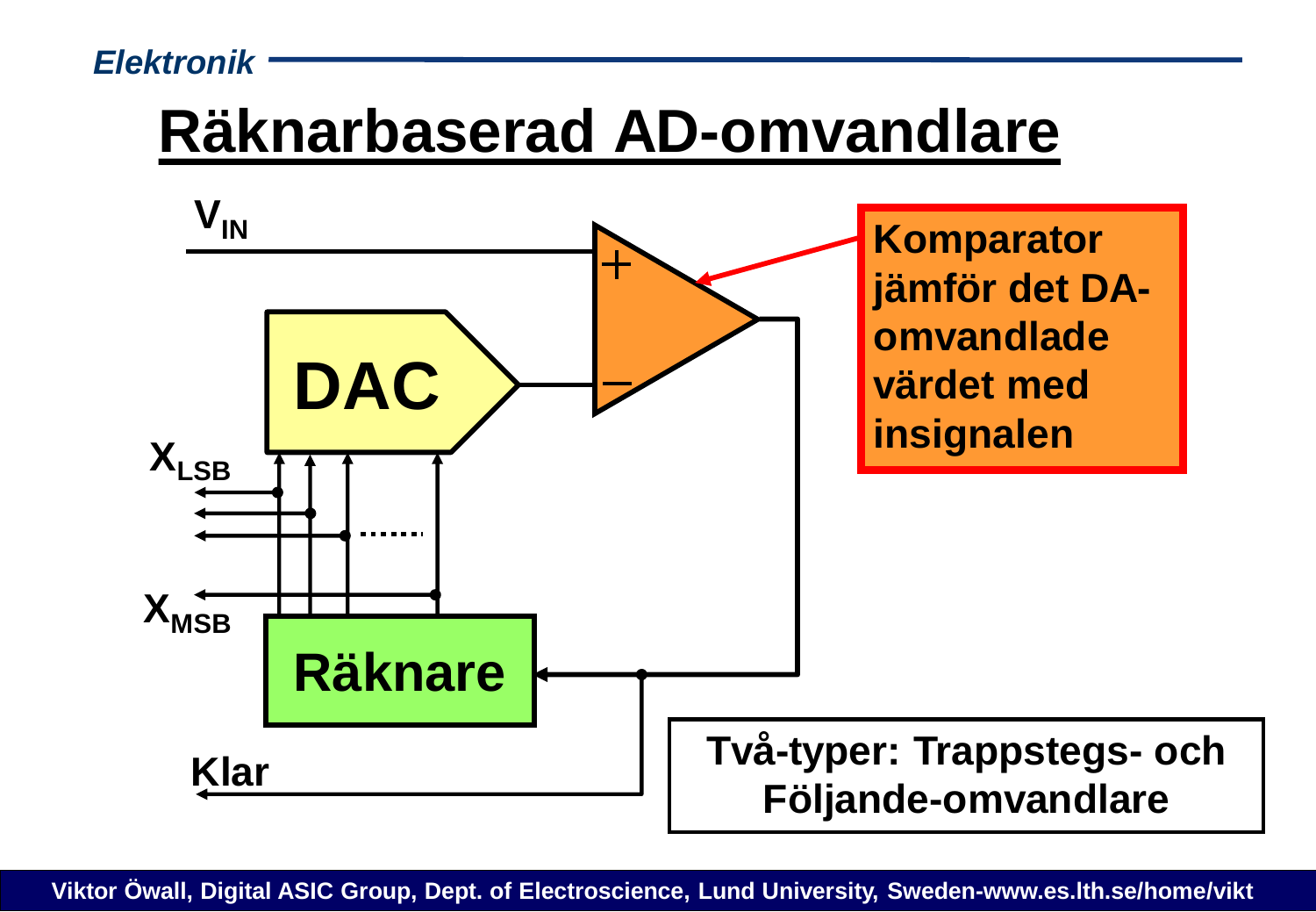# Räknarbaserad AD-omvandlare

$V_{IN}$

DAC

$X_{LSB}$

$X_{MSB}$

Räknare

Klar

Komparator jämför det DA-omvandlade värdet med insignalen

Två-typer: Trappstegs- och Följande-omvandlare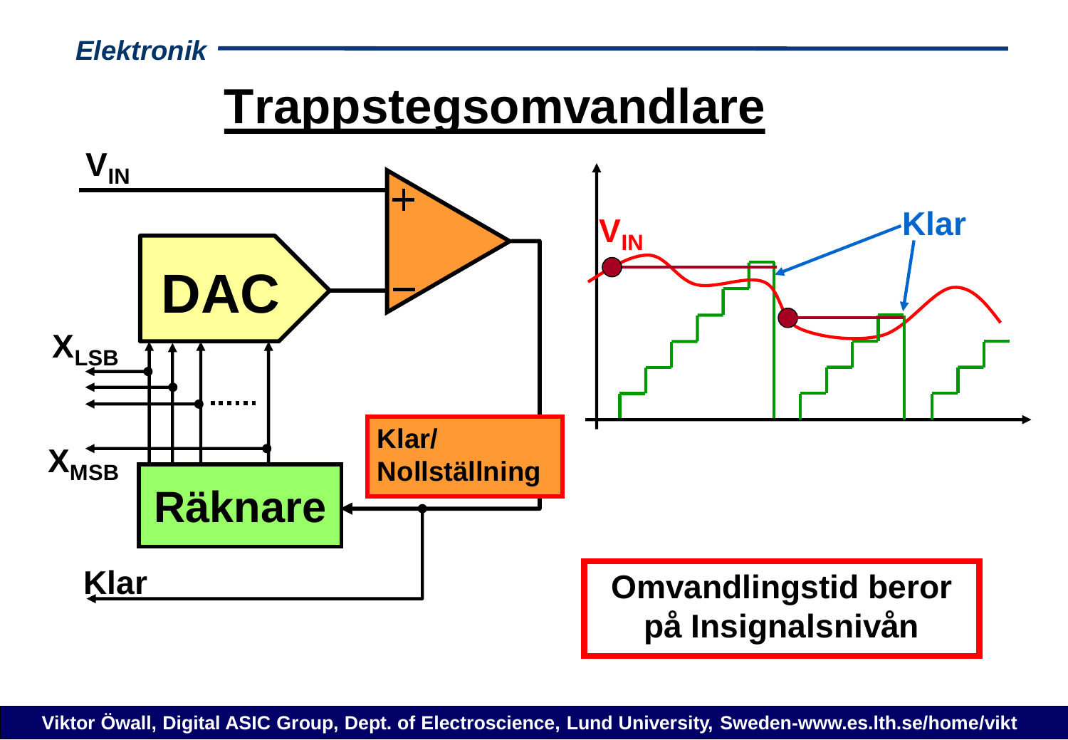# Trappstegsomvandlare

$V_{IN}$

DAC

$X_{LSB}$

$X_{MSB}$

Räknare

Klar/ Nollställning

Klar

$V_{IN}$

Klar

**Omvandlingstid beror på Insignalsnivån**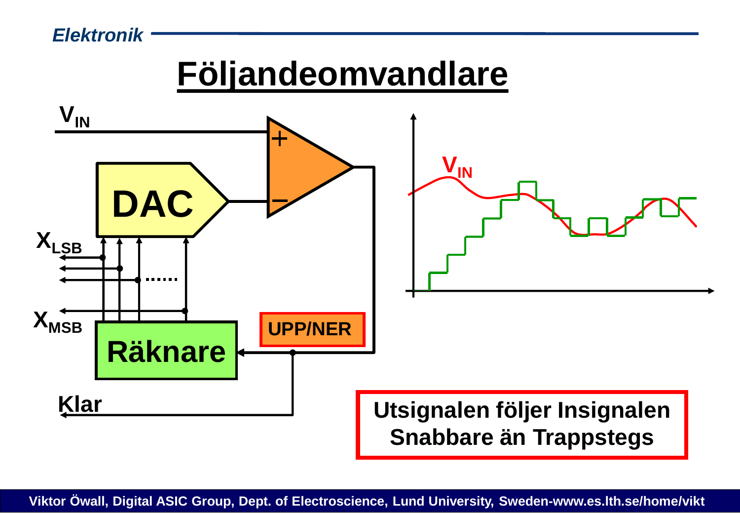# Följandeomvandlare

$V_{IN}$

DAC

Räknare

UPP/NER

$X_{LSB}$

$X_{MSB}$

Klar

$V_{IN}$

**Utsignalen följer Insignalen**
**Snabbare än Trappstegs**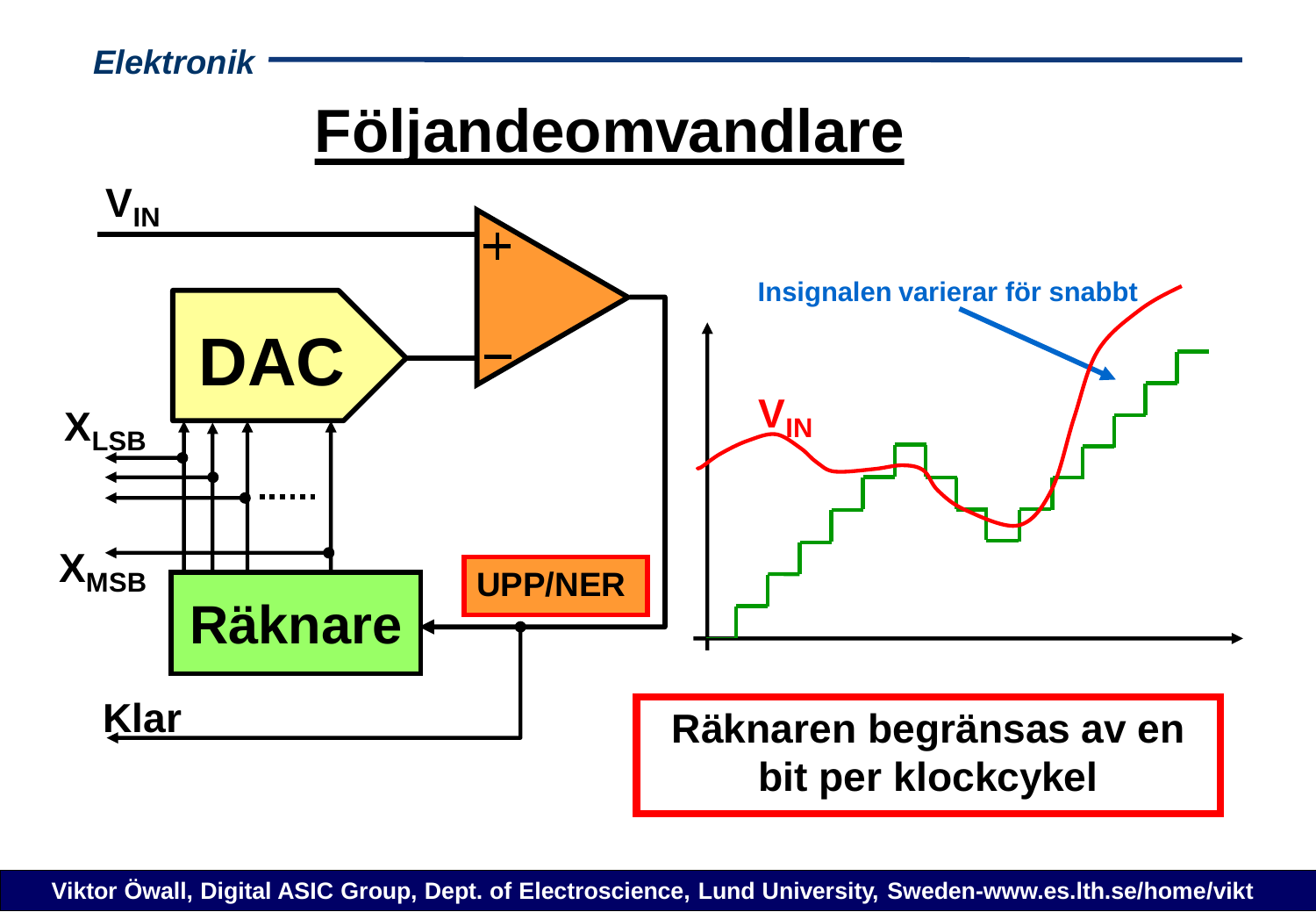# Följandeomvandlare

$V_{IN}$

DAC

$X_{LSB}$

$X_{MSB}$

Räknare

UPP/NER

Klar

Insignalen varierar för snabbt

$V_{IN}$

Räknaren begränsas av en bit per klockcykel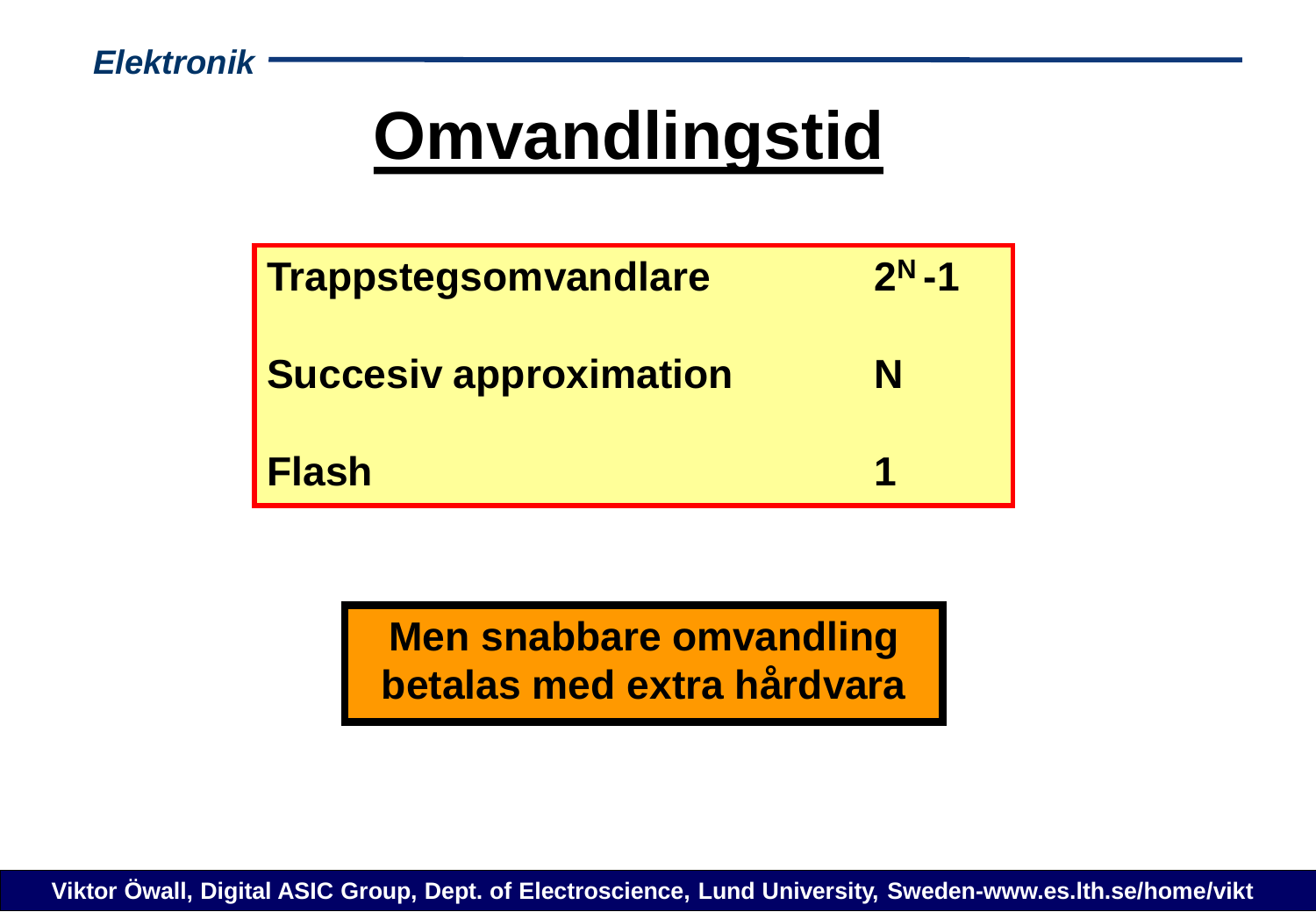# Omvandlingstid

| | |
|---|---|
| **Trappstegsomvandlare** | $2^N - 1$ |
| **Succesiv approximation** | **N** |
| **Flash** | **1** |

**Men snabbare omvandling betalas med extra hårdvara**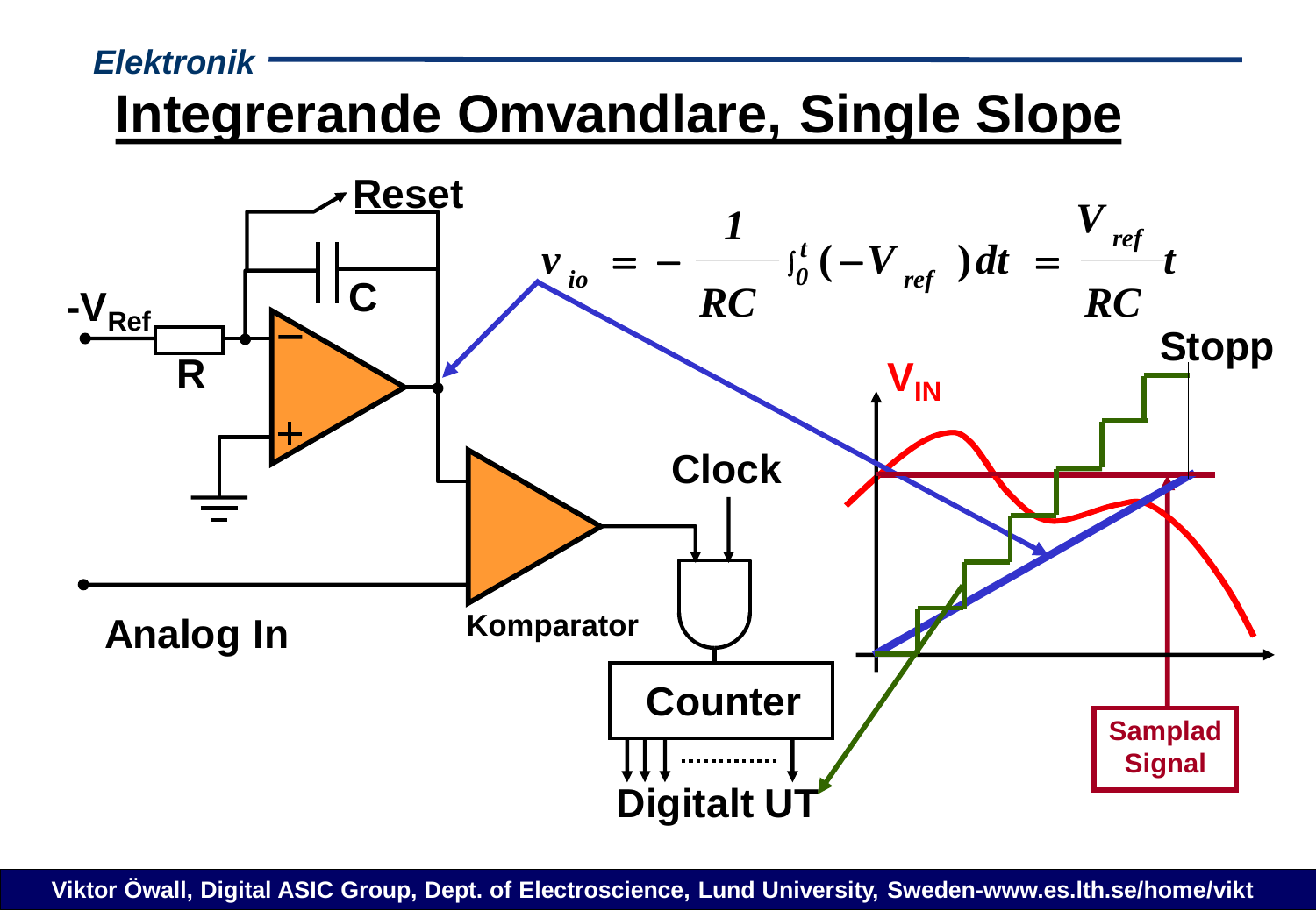# Integrerande Omvandlare, Single Slope

$$v_{io} = -\frac{1}{RC}\int_0^t (-V_{ref})\,dt = \frac{V_{ref}}{RC}t$$

Reset

C

$-V_{Ref}$

R

Analog In

Komparator

Clock

Counter

Digitalt UT

$V_{IN}$

Stopp

Samplad Signal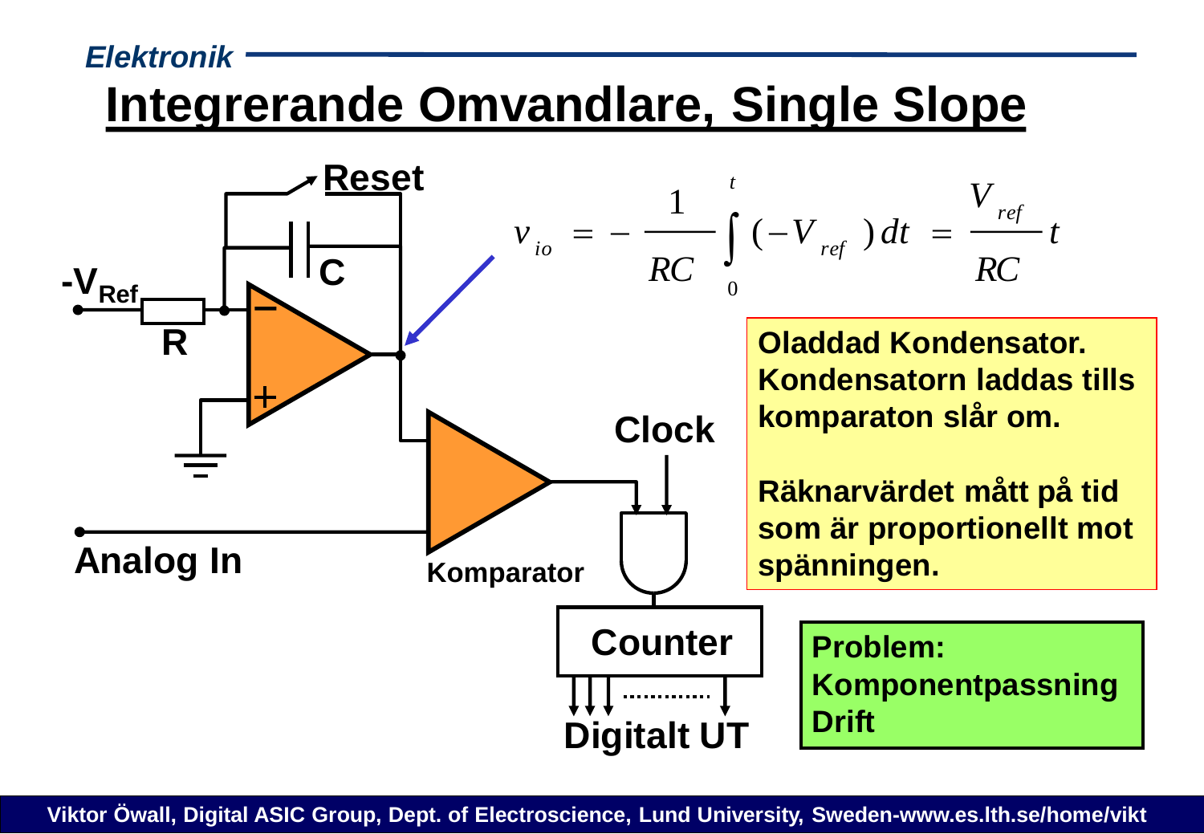# Integrerande Omvandlare, Single Slope

Reset

C

$-V_{Ref}$

R

Analog In

Komparator

Clock

Counter

Digitalt UT

$$v_{io} = -\frac{1}{RC}\int_0^t (-V_{ref})\,dt = \frac{V_{ref}}{RC}t$$

**Oladdad Kondensator. Kondensatorn laddas tills komparaton slår om.**

**Räknarvärdet mått på tid som är proportionellt mot spänningen.**

**Problem:**
**Komponentpassning**
**Drift**